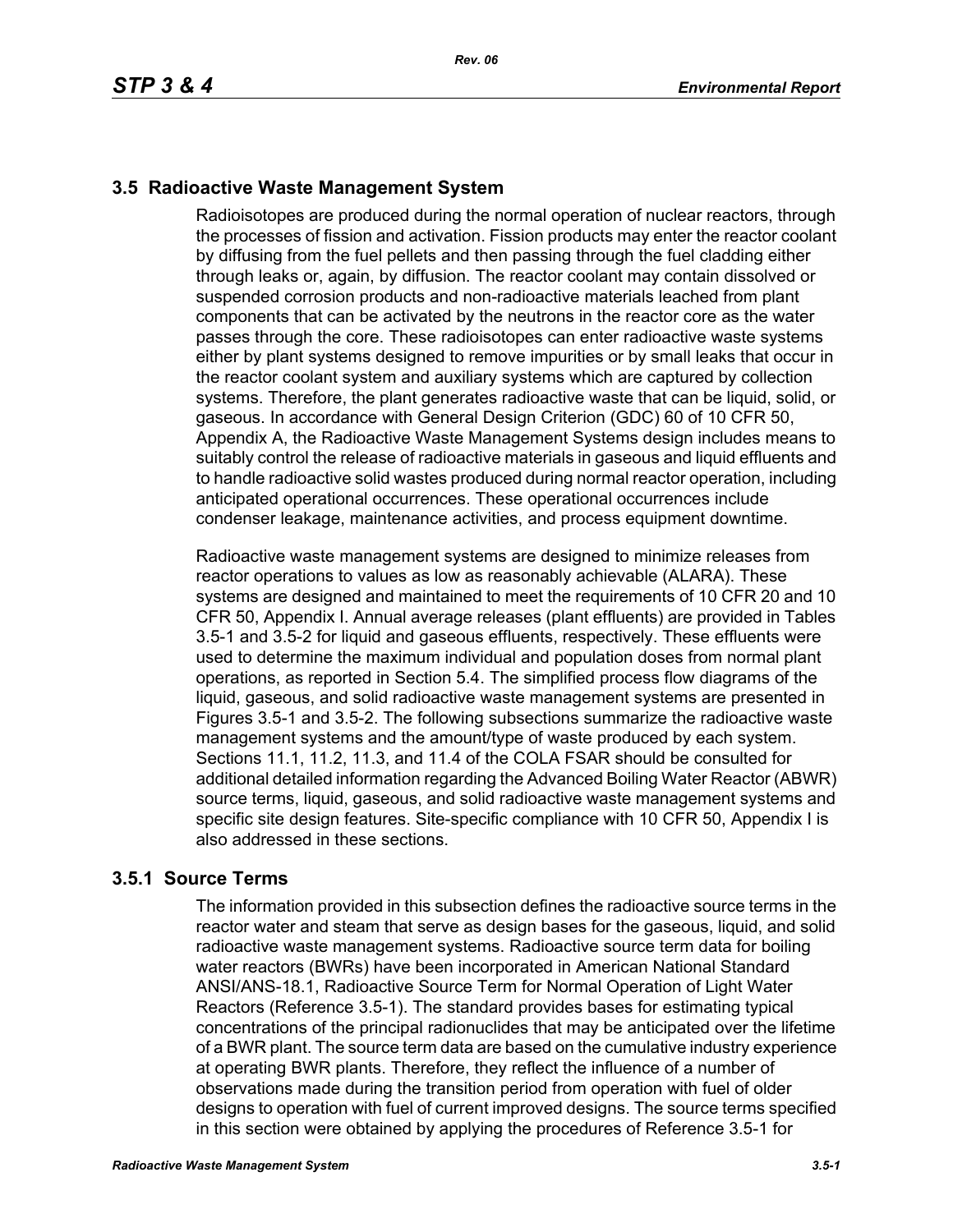## 3.5 Radioactive Waste Management System

Radioisotopes are produced during the normal operation of nuclear reactors, through the processes of fission and activation. Fission products may enter the reactor coolant by diffusing from the fuel pellets and then passing through the fuel cladding either through leaks or, again, by diffusion. The reactor coolant may contain dissolved or suspended corrosion products and non-radioactive materials leached from plant components that can be activated by the neutrons in the reactor core as the water passes through the core. These radioisotopes can enter radioactive waste systems either by plant systems designed to remove impurities or by small leaks that occur in the reactor coolant system and auxiliary systems which are captured by collection systems. Therefore, the plant generates radioactive waste that can be liquid, solid, or gaseous. In accordance with General Design Criterion (GDC) 60 of 10 CFR 50, Appendix A, the Radioactive Waste Management Systems design includes means to suitably control the release of radioactive materials in gaseous and liquid effluents and to handle radioactive solid wastes produced during normal reactor operation, including anticipated operational occurrences. These operational occurrences include condenser leakage, maintenance activities, and process equipment downtime.

Radioactive waste management systems are designed to minimize releases from reactor operations to values as low as reasonably achievable (ALARA). These systems are designed and maintained to meet the requirements of 10 CFR 20 and 10 CFR 50, Appendix I. Annual average releases (plant effluents) are provided in Tables 3.5-1 and 3.5-2 for liquid and gaseous effluents, respectively. These effluents were used to determine the maximum individual and population doses from normal plant operations, as reported in Section 5.4. The simplified process flow diagrams of the liquid, gaseous, and solid radioactive waste management systems are presented in Figures 3.5-1 and 3.5-2. The following subsections summarize the radioactive waste management systems and the amount/type of waste produced by each system. Sections 11.1, 11.2, 11.3, and 11.4 of the COLA FSAR should be consulted for additional detailed information regarding the Advanced Boiling Water Reactor (ABWR) source terms, liquid, gaseous, and solid radioactive waste management systems and specific site design features. Site-specific compliance with 10 CFR 50, Appendix I is also addressed in these sections.

### 3.5.1 Source Terms

The information provided in this subsection defines the radioactive source terms in the reactor water and steam that serve as design bases for the gaseous, liquid, and solid radioactive waste management systems. Radioactive source term data for boiling water reactors (BWRs) have been incorporated in American National Standard ANSI/ANS-18.1, Radioactive Source Term for Normal Operation of Light Water Reactors (Reference 3.5-1). The standard provides bases for estimating typical concentrations of the principal radionuclides that may be anticipated over the lifetime of a BWR plant. The source term data are based on the cumulative industry experience at operating BWR plants. Therefore, they reflect the influence of a number of observations made during the transition period from operation with fuel of older designs to operation with fuel of current improved designs. The source terms specified in this section were obtained by applying the procedures of Reference 3.5-1 for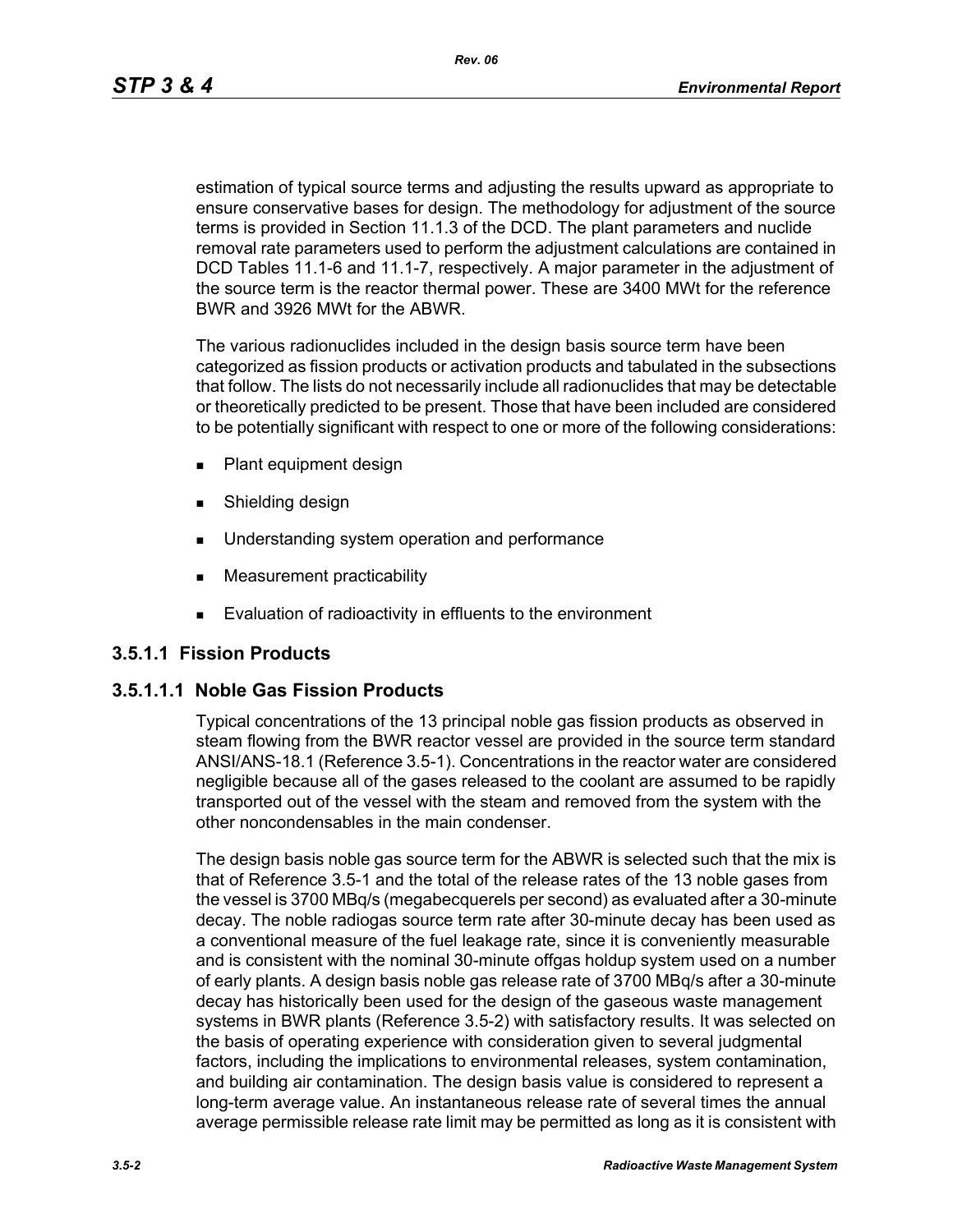estimation of typical source terms and adjusting the results upward as appropriate to ensure conservative bases for design. The methodology for adjustment of the source terms is provided in Section 11.1.3 of the DCD. The plant parameters and nuclide removal rate parameters used to perform the adjustment calculations are contained in DCD Tables 11.1-6 and 11.1-7, respectively. A major parameter in the adjustment of the source term is the reactor thermal power. These are 3400 MWt for the reference BWR and 3926 MWt for the ABWR.

The various radionuclides included in the design basis source term have been categorized as fission products or activation products and tabulated in the subsections that follow. The lists do not necessarily include all radionuclides that may be detectable or theoretically predicted to be present. Those that have been included are considered to be potentially significant with respect to one or more of the following considerations:

- Plant equipment design
- Shielding design
- Understanding system operation and performance
- Measurement practicability
- Evaluation of radioactivity in effluents to the environment

### 3.5.1.1 Fission Products

#### 3.5.1.1.1 Noble Gas Fission Products

Typical concentrations of the 13 principal noble gas fission products as observed in steam flowing from the BWR reactor vessel are provided in the source term standard ANSI/ANS-18.1 (Reference 3.5-1). Concentrations in the reactor water are considered negligible because all of the gases released to the coolant are assumed to be rapidly transported out of the vessel with the steam and removed from the system with the other noncondensables in the main condenser.

The design basis noble gas source term for the ABWR is selected such that the mix is that of Reference 3.5-1 and the total of the release rates of the 13 noble gases from the vessel is 3700 MBq/s (megabecquerels per second) as evaluated after a 30-minute decay. The noble radiogas source term rate after 30-minute decay has been used as a conventional measure of the fuel leakage rate, since it is conveniently measurable and is consistent with the nominal 30-minute offgas holdup system used on a number of early plants. A design basis noble gas release rate of 3700 MBq/s after a 30-minute decay has historically been used for the design of the gaseous waste management systems in BWR plants (Reference 3.5-2) with satisfactory results. It was selected on the basis of operating experience with consideration given to several judgmental factors, including the implications to environmental releases, system contamination, and building air contamination. The design basis value is considered to represent a long-term average value. An instantaneous release rate of several times the annual average permissible release rate limit may be permitted as long as it is consistent with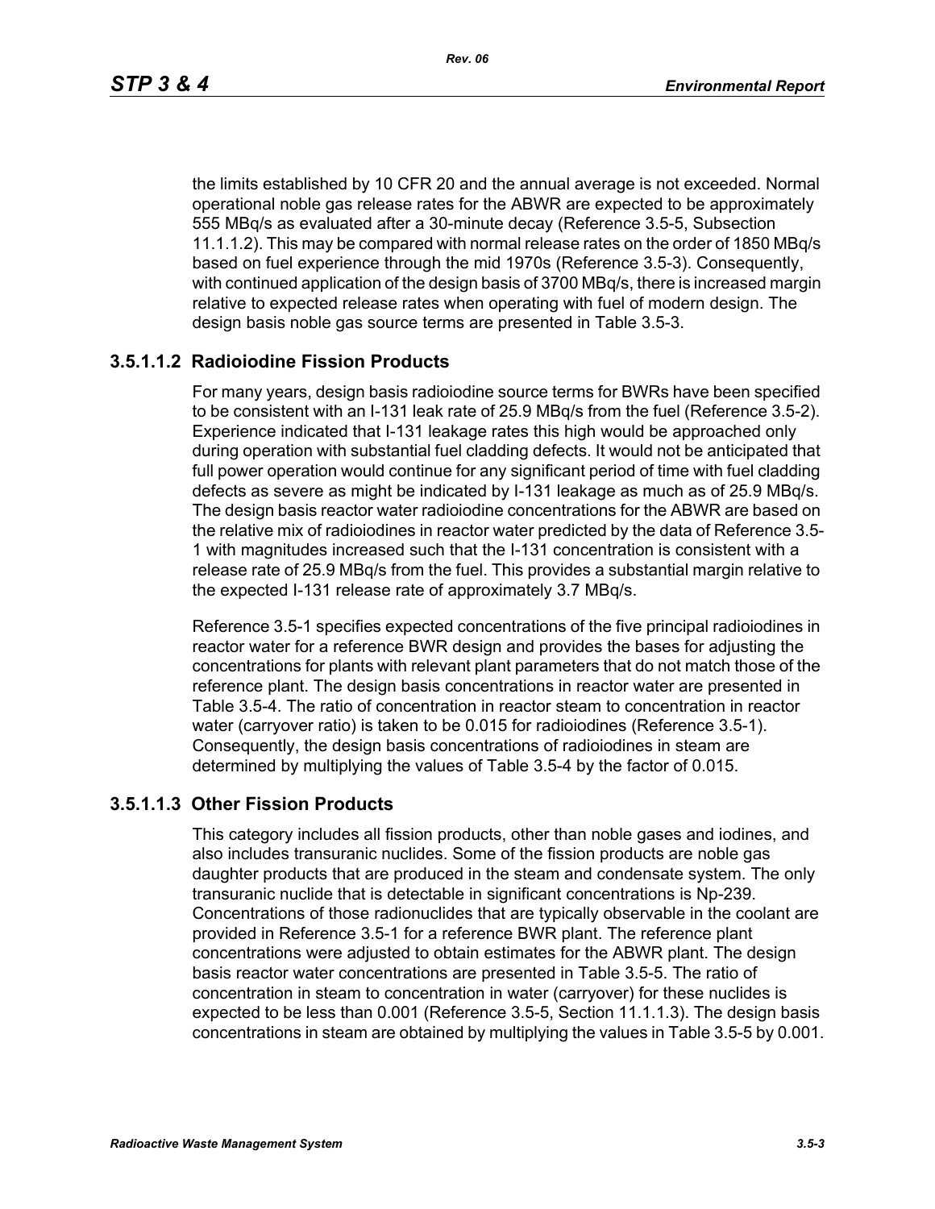the limits established by 10 CFR 20 and the annual average is not exceeded. Normal operational noble gas release rates for the ABWR are expected to be approximately 555 MBq/s as evaluated after a 30-minute decay (Reference 3.5-5, Subsection 11.1.1.2). This may be compared with normal release rates on the order of 1850 MBq/s based on fuel experience through the mid 1970s (Reference 3.5-3). Consequently, with continued application of the design basis of 3700 MBq/s, there is increased margin relative to expected release rates when operating with fuel of modern design. The design basis noble gas source terms are presented in Table 3.5-3.

### 3.5.1.1.2 Radioiodine Fission Products

For many years, design basis radioiodine source terms for BWRs have been specified to be consistent with an I-131 leak rate of 25.9 MBq/s from the fuel (Reference 3.5-2). Experience indicated that I-131 leakage rates this high would be approached only during operation with substantial fuel cladding defects. It would not be anticipated that full power operation would continue for any significant period of time with fuel cladding defects as severe as might be indicated by I-131 leakage as much as of 25.9 MBq/s. The design basis reactor water radioiodine concentrations for the ABWR are based on the relative mix of radioiodines in reactor water predicted by the data of Reference 3.5-1 with magnitudes increased such that the I-131 concentration is consistent with a release rate of 25.9 MBq/s from the fuel. This provides a substantial margin relative to the expected I-131 release rate of approximately 3.7 MBq/s.

Reference 3.5-1 specifies expected concentrations of the five principal radioiodines in reactor water for a reference BWR design and provides the bases for adjusting the concentrations for plants with relevant plant parameters that do not match those of the reference plant. The design basis concentrations in reactor water are presented in Table 3.5-4. The ratio of concentration in reactor steam to concentration in reactor water (carryover ratio) is taken to be 0.015 for radioiodines (Reference 3.5-1). Consequently, the design basis concentrations of radioiodines in steam are determined by multiplying the values of Table 3.5-4 by the factor of 0.015.

### 3.5.1.1.3 Other Fission Products

This category includes all fission products, other than noble gases and iodines, and also includes transuranic nuclides. Some of the fission products are noble gas daughter products that are produced in the steam and condensate system. The only transuranic nuclide that is detectable in significant concentrations is Np-239. Concentrations of those radionuclides that are typically observable in the coolant are provided in Reference 3.5-1 for a reference BWR plant. The reference plant concentrations were adjusted to obtain estimates for the ABWR plant. The design basis reactor water concentrations are presented in Table 3.5-5. The ratio of concentration in steam to concentration in water (carryover) for these nuclides is expected to be less than 0.001 (Reference 3.5-5, Section 11.1.1.3). The design basis concentrations in steam are obtained by multiplying the values in Table 3.5-5 by 0.001.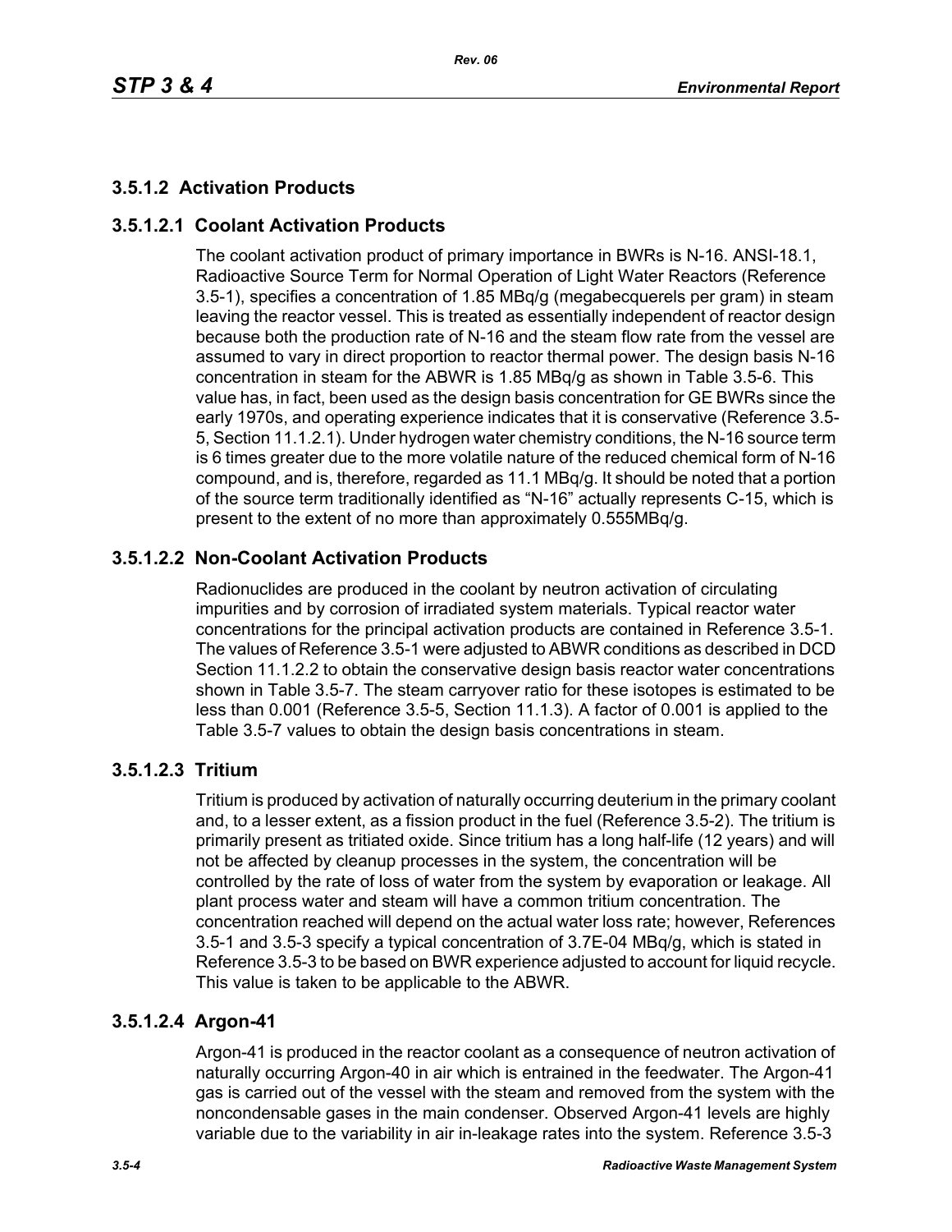### 3.5.1.2 Activation Products

#### 3.5.1.2.1 Coolant Activation Products

The coolant activation product of primary importance in BWRs is N-16. ANSI-18.1, Radioactive Source Term for Normal Operation of Light Water Reactors (Reference 3.5-1), specifies a concentration of 1.85 MBq/g (megabecquerels per gram) in steam leaving the reactor vessel. This is treated as essentially independent of reactor design because both the production rate of N-16 and the steam flow rate from the vessel are assumed to vary in direct proportion to reactor thermal power. The design basis N-16 concentration in steam for the ABWR is 1.85 MBq/g as shown in Table 3.5-6. This value has, in fact, been used as the design basis concentration for GE BWRs since the early 1970s, and operating experience indicates that it is conservative (Reference 3.5-5, Section 11.1.2.1). Under hydrogen water chemistry conditions, the N-16 source term is 6 times greater due to the more volatile nature of the reduced chemical form of N-16 compound, and is, therefore, regarded as 11.1 MBq/g. It should be noted that a portion of the source term traditionally identified as "N-16" actually represents C-15, which is present to the extent of no more than approximately 0.555MBq/g.

#### 3.5.1.2.2 Non-Coolant Activation Products

Radionuclides are produced in the coolant by neutron activation of circulating impurities and by corrosion of irradiated system materials. Typical reactor water concentrations for the principal activation products are contained in Reference 3.5-1. The values of Reference 3.5-1 were adjusted to ABWR conditions as described in DCD Section 11.1.2.2 to obtain the conservative design basis reactor water concentrations shown in Table 3.5-7. The steam carryover ratio for these isotopes is estimated to be less than 0.001 (Reference 3.5-5, Section 11.1.3). A factor of 0.001 is applied to the Table 3.5-7 values to obtain the design basis concentrations in steam.

#### 3.5.1.2.3 Tritium

Tritium is produced by activation of naturally occurring deuterium in the primary coolant and, to a lesser extent, as a fission product in the fuel (Reference 3.5-2). The tritium is primarily present as tritiated oxide. Since tritium has a long half-life (12 years) and will not be affected by cleanup processes in the system, the concentration will be controlled by the rate of loss of water from the system by evaporation or leakage. All plant process water and steam will have a common tritium concentration. The concentration reached will depend on the actual water loss rate; however, References 3.5-1 and 3.5-3 specify a typical concentration of 3.7E-04 MBq/g, which is stated in Reference 3.5-3 to be based on BWR experience adjusted to account for liquid recycle. This value is taken to be applicable to the ABWR.

#### 3.5.1.2.4 Argon-41

Argon-41 is produced in the reactor coolant as a consequence of neutron activation of naturally occurring Argon-40 in air which is entrained in the feedwater. The Argon-41 gas is carried out of the vessel with the steam and removed from the system with the noncondensable gases in the main condenser. Observed Argon-41 levels are highly variable due to the variability in air in-leakage rates into the system. Reference 3.5-3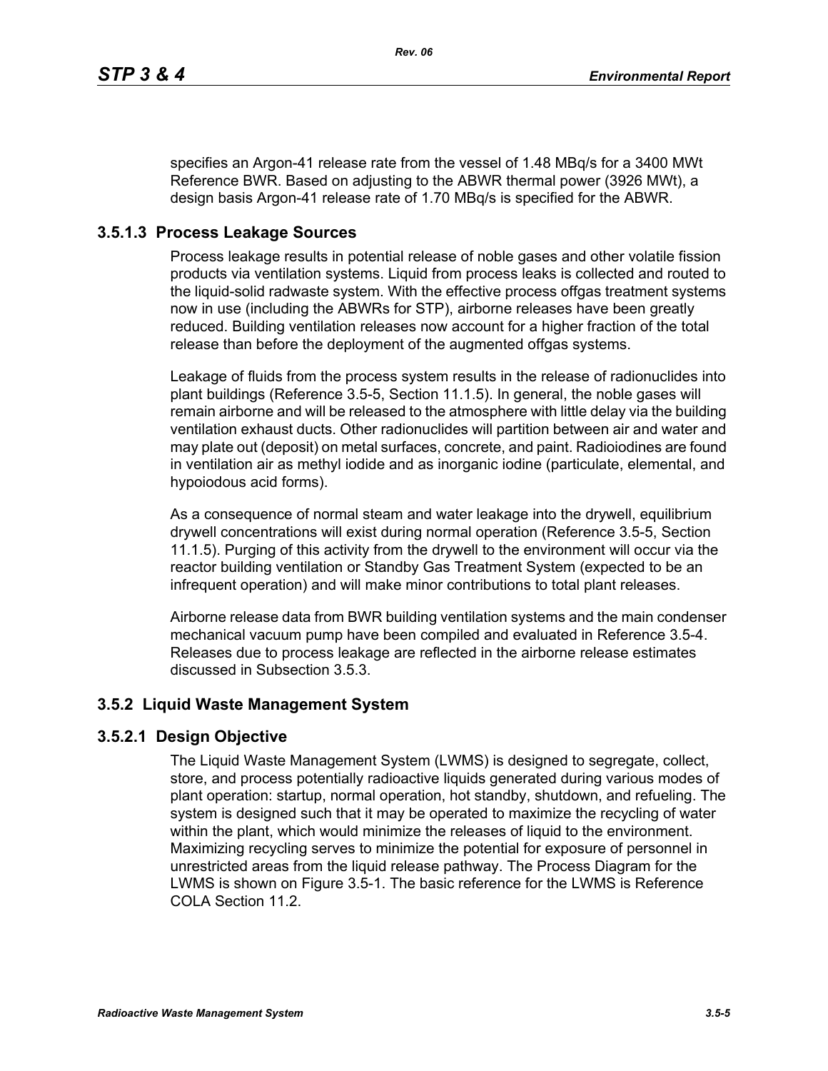specifies an Argon-41 release rate from the vessel of 1.48 MBq/s for a 3400 MWt Reference BWR. Based on adjusting to the ABWR thermal power (3926 MWt), a design basis Argon-41 release rate of 1.70 MBq/s is specified for the ABWR.

### 3.5.1.3 Process Leakage Sources

Process leakage results in potential release of noble gases and other volatile fission products via ventilation systems. Liquid from process leaks is collected and routed to the liquid-solid radwaste system. With the effective process offgas treatment systems now in use (including the ABWRs for STP), airborne releases have been greatly reduced. Building ventilation releases now account for a higher fraction of the total release than before the deployment of the augmented offgas systems.

Leakage of fluids from the process system results in the release of radionuclides into plant buildings (Reference 3.5-5, Section 11.1.5). In general, the noble gases will remain airborne and will be released to the atmosphere with little delay via the building ventilation exhaust ducts. Other radionuclides will partition between air and water and may plate out (deposit) on metal surfaces, concrete, and paint. Radioiodines are found in ventilation air as methyl iodide and as inorganic iodine (particulate, elemental, and hypoiodous acid forms).

As a consequence of normal steam and water leakage into the drywell, equilibrium drywell concentrations will exist during normal operation (Reference 3.5-5, Section 11.1.5). Purging of this activity from the drywell to the environment will occur via the reactor building ventilation or Standby Gas Treatment System (expected to be an infrequent operation) and will make minor contributions to total plant releases.

Airborne release data from BWR building ventilation systems and the main condenser mechanical vacuum pump have been compiled and evaluated in Reference 3.5-4. Releases due to process leakage are reflected in the airborne release estimates discussed in Subsection 3.5.3.

## 3.5.2 Liquid Waste Management System

### 3.5.2.1 Design Objective

The Liquid Waste Management System (LWMS) is designed to segregate, collect, store, and process potentially radioactive liquids generated during various modes of plant operation: startup, normal operation, hot standby, shutdown, and refueling. The system is designed such that it may be operated to maximize the recycling of water within the plant, which would minimize the releases of liquid to the environment. Maximizing recycling serves to minimize the potential for exposure of personnel in unrestricted areas from the liquid release pathway. The Process Diagram for the LWMS is shown on Figure 3.5-1. The basic reference for the LWMS is Reference COLA Section 11.2.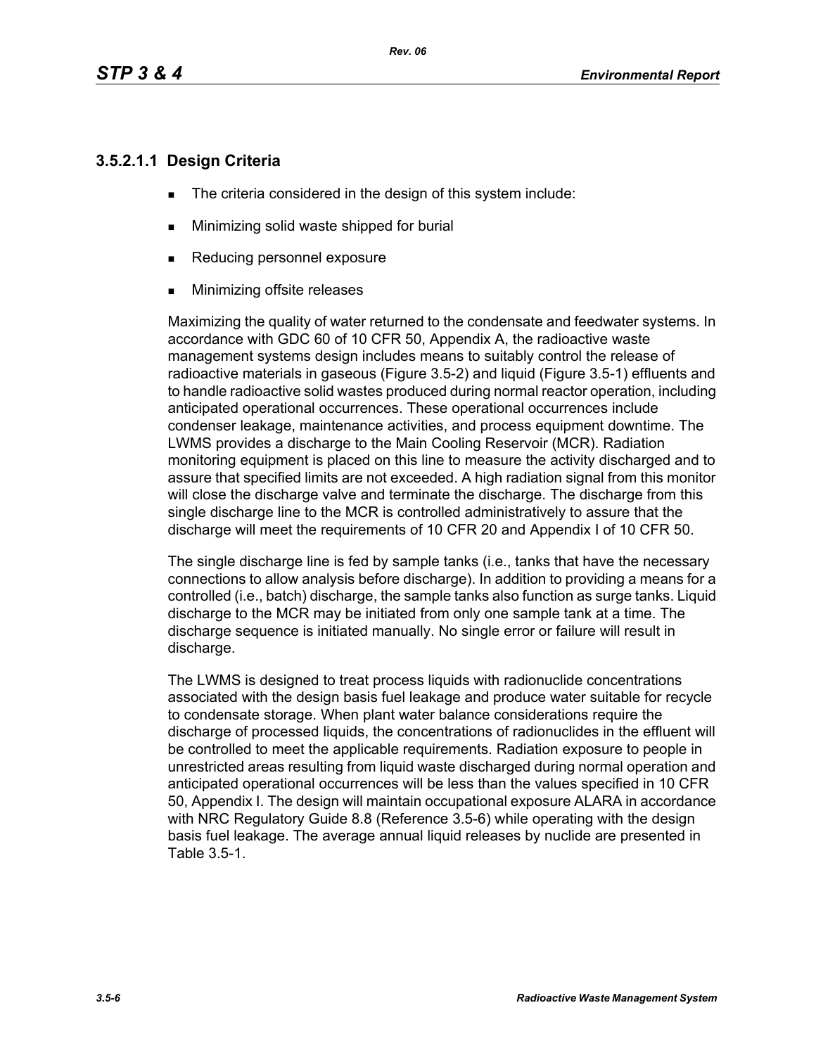### 3.5.2.1.1 Design Criteria

- The criteria considered in the design of this system include:
- Minimizing solid waste shipped for burial
- Reducing personnel exposure
- Minimizing offsite releases

Maximizing the quality of water returned to the condensate and feedwater systems. In accordance with GDC 60 of 10 CFR 50, Appendix A, the radioactive waste management systems design includes means to suitably control the release of radioactive materials in gaseous (Figure 3.5-2) and liquid (Figure 3.5-1) effluents and to handle radioactive solid wastes produced during normal reactor operation, including anticipated operational occurrences. These operational occurrences include condenser leakage, maintenance activities, and process equipment downtime. The LWMS provides a discharge to the Main Cooling Reservoir (MCR). Radiation monitoring equipment is placed on this line to measure the activity discharged and to assure that specified limits are not exceeded. A high radiation signal from this monitor will close the discharge valve and terminate the discharge. The discharge from this single discharge line to the MCR is controlled administratively to assure that the discharge will meet the requirements of 10 CFR 20 and Appendix I of 10 CFR 50.

The single discharge line is fed by sample tanks (i.e., tanks that have the necessary connections to allow analysis before discharge). In addition to providing a means for a controlled (i.e., batch) discharge, the sample tanks also function as surge tanks. Liquid discharge to the MCR may be initiated from only one sample tank at a time. The discharge sequence is initiated manually. No single error or failure will result in discharge.

The LWMS is designed to treat process liquids with radionuclide concentrations associated with the design basis fuel leakage and produce water suitable for recycle to condensate storage. When plant water balance considerations require the discharge of processed liquids, the concentrations of radionuclides in the effluent will be controlled to meet the applicable requirements. Radiation exposure to people in unrestricted areas resulting from liquid waste discharged during normal operation and anticipated operational occurrences will be less than the values specified in 10 CFR 50, Appendix I. The design will maintain occupational exposure ALARA in accordance with NRC Regulatory Guide 8.8 (Reference 3.5-6) while operating with the design basis fuel leakage. The average annual liquid releases by nuclide are presented in Table 3.5-1.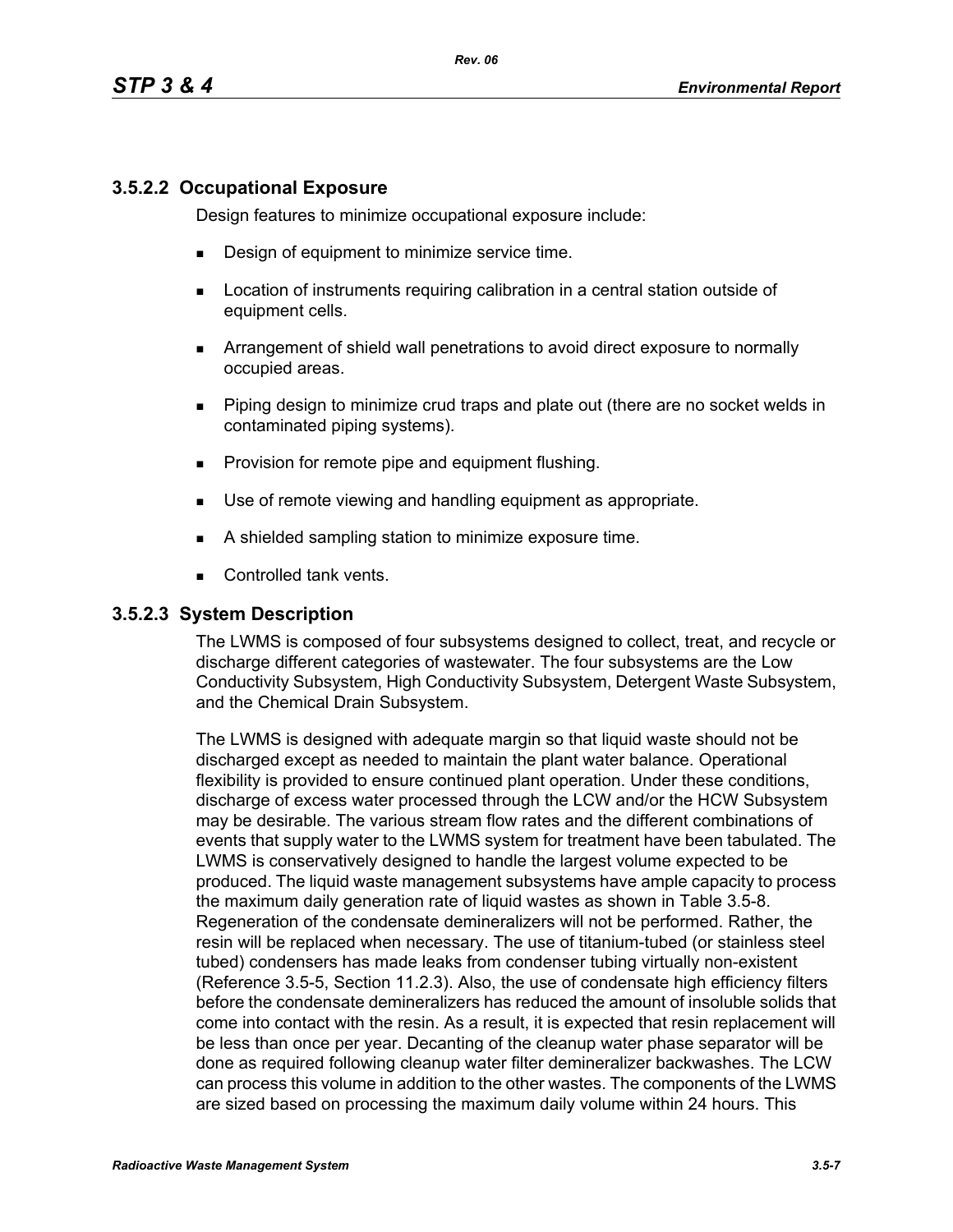### 3.5.2.2 Occupational Exposure

Design features to minimize occupational exposure include:

- Design of equipment to minimize service time.
- Location of instruments requiring calibration in a central station outside of equipment cells.
- Arrangement of shield wall penetrations to avoid direct exposure to normally occupied areas.
- Piping design to minimize crud traps and plate out (there are no socket welds in contaminated piping systems).
- Provision for remote pipe and equipment flushing.
- Use of remote viewing and handling equipment as appropriate.
- A shielded sampling station to minimize exposure time.
- Controlled tank vents.

### 3.5.2.3 System Description

The LWMS is composed of four subsystems designed to collect, treat, and recycle or discharge different categories of wastewater. The four subsystems are the Low Conductivity Subsystem, High Conductivity Subsystem, Detergent Waste Subsystem, and the Chemical Drain Subsystem.

The LWMS is designed with adequate margin so that liquid waste should not be discharged except as needed to maintain the plant water balance. Operational flexibility is provided to ensure continued plant operation. Under these conditions, discharge of excess water processed through the LCW and/or the HCW Subsystem may be desirable. The various stream flow rates and the different combinations of events that supply water to the LWMS system for treatment have been tabulated. The LWMS is conservatively designed to handle the largest volume expected to be produced. The liquid waste management subsystems have ample capacity to process the maximum daily generation rate of liquid wastes as shown in Table 3.5-8. Regeneration of the condensate demineralizers will not be performed. Rather, the resin will be replaced when necessary. The use of titanium-tubed (or stainless steel tubed) condensers has made leaks from condenser tubing virtually non-existent (Reference 3.5-5, Section 11.2.3). Also, the use of condensate high efficiency filters before the condensate demineralizers has reduced the amount of insoluble solids that come into contact with the resin. As a result, it is expected that resin replacement will be less than once per year. Decanting of the cleanup water phase separator will be done as required following cleanup water filter demineralizer backwashes. The LCW can process this volume in addition to the other wastes. The components of the LWMS are sized based on processing the maximum daily volume within 24 hours. This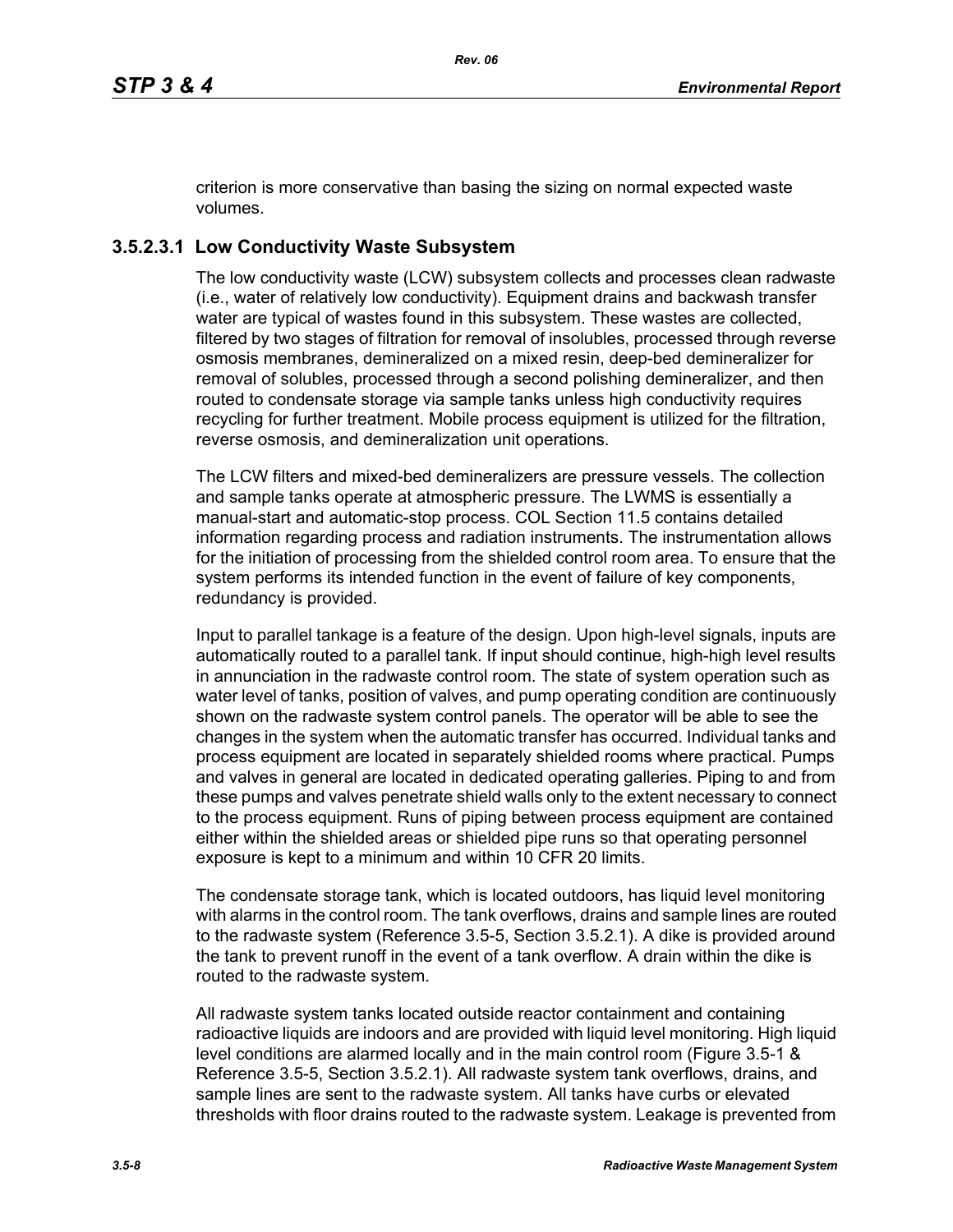criterion is more conservative than basing the sizing on normal expected waste volumes.

### 3.5.2.3.1 Low Conductivity Waste Subsystem

The low conductivity waste (LCW) subsystem collects and processes clean radwaste (i.e., water of relatively low conductivity). Equipment drains and backwash transfer water are typical of wastes found in this subsystem. These wastes are collected, filtered by two stages of filtration for removal of insolubles, processed through reverse osmosis membranes, demineralized on a mixed resin, deep-bed demineralizer for removal of solubles, processed through a second polishing demineralizer, and then routed to condensate storage via sample tanks unless high conductivity requires recycling for further treatment. Mobile process equipment is utilized for the filtration, reverse osmosis, and demineralization unit operations.

The LCW filters and mixed-bed demineralizers are pressure vessels. The collection and sample tanks operate at atmospheric pressure. The LWMS is essentially a manual-start and automatic-stop process. COL Section 11.5 contains detailed information regarding process and radiation instruments. The instrumentation allows for the initiation of processing from the shielded control room area. To ensure that the system performs its intended function in the event of failure of key components, redundancy is provided.

Input to parallel tankage is a feature of the design. Upon high-level signals, inputs are automatically routed to a parallel tank. If input should continue, high-high level results in annunciation in the radwaste control room. The state of system operation such as water level of tanks, position of valves, and pump operating condition are continuously shown on the radwaste system control panels. The operator will be able to see the changes in the system when the automatic transfer has occurred. Individual tanks and process equipment are located in separately shielded rooms where practical. Pumps and valves in general are located in dedicated operating galleries. Piping to and from these pumps and valves penetrate shield walls only to the extent necessary to connect to the process equipment. Runs of piping between process equipment are contained either within the shielded areas or shielded pipe runs so that operating personnel exposure is kept to a minimum and within 10 CFR 20 limits.

The condensate storage tank, which is located outdoors, has liquid level monitoring with alarms in the control room. The tank overflows, drains and sample lines are routed to the radwaste system (Reference 3.5-5, Section 3.5.2.1). A dike is provided around the tank to prevent runoff in the event of a tank overflow. A drain within the dike is routed to the radwaste system.

All radwaste system tanks located outside reactor containment and containing radioactive liquids are indoors and are provided with liquid level monitoring. High liquid level conditions are alarmed locally and in the main control room (Figure 3.5-1 & Reference 3.5-5, Section 3.5.2.1). All radwaste system tank overflows, drains, and sample lines are sent to the radwaste system. All tanks have curbs or elevated thresholds with floor drains routed to the radwaste system. Leakage is prevented from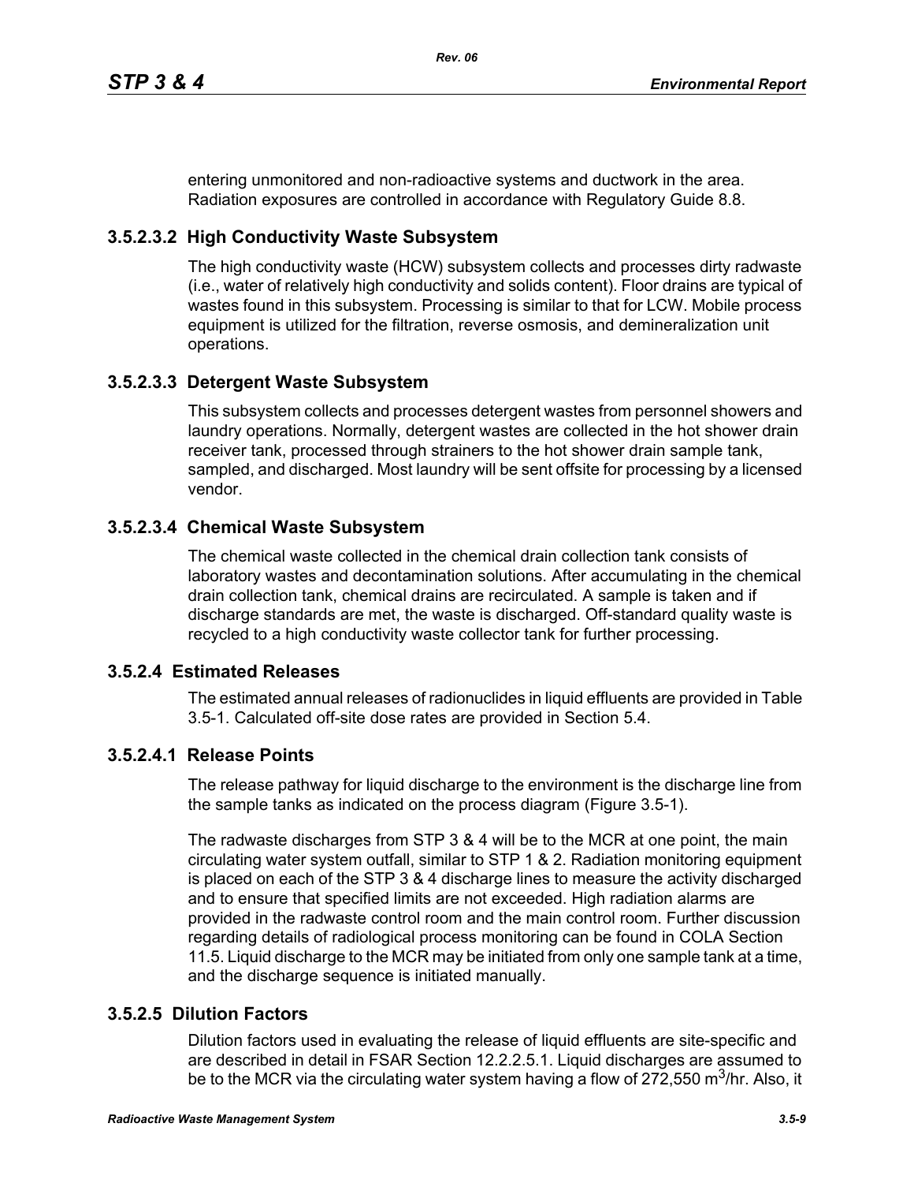entering unmonitored and non-radioactive systems and ductwork in the area. Radiation exposures are controlled in accordance with Regulatory Guide 8.8.

#### 3.5.2.3.2 High Conductivity Waste Subsystem

The high conductivity waste (HCW) subsystem collects and processes dirty radwaste (i.e., water of relatively high conductivity and solids content). Floor drains are typical of wastes found in this subsystem. Processing is similar to that for LCW. Mobile process equipment is utilized for the filtration, reverse osmosis, and demineralization unit operations.

#### 3.5.2.3.3 Detergent Waste Subsystem

This subsystem collects and processes detergent wastes from personnel showers and laundry operations. Normally, detergent wastes are collected in the hot shower drain receiver tank, processed through strainers to the hot shower drain sample tank, sampled, and discharged. Most laundry will be sent offsite for processing by a licensed vendor.

#### 3.5.2.3.4 Chemical Waste Subsystem

The chemical waste collected in the chemical drain collection tank consists of laboratory wastes and decontamination solutions. After accumulating in the chemical drain collection tank, chemical drains are recirculated. A sample is taken and if discharge standards are met, the waste is discharged. Off-standard quality waste is recycled to a high conductivity waste collector tank for further processing.

### 3.5.2.4 Estimated Releases

The estimated annual releases of radionuclides in liquid effluents are provided in Table 3.5-1. Calculated off-site dose rates are provided in Section 5.4.

#### 3.5.2.4.1 Release Points

The release pathway for liquid discharge to the environment is the discharge line from the sample tanks as indicated on the process diagram (Figure 3.5-1).

The radwaste discharges from STP 3 & 4 will be to the MCR at one point, the main circulating water system outfall, similar to STP 1 & 2. Radiation monitoring equipment is placed on each of the STP 3 & 4 discharge lines to measure the activity discharged and to ensure that specified limits are not exceeded. High radiation alarms are provided in the radwaste control room and the main control room. Further discussion regarding details of radiological process monitoring can be found in COLA Section 11.5. Liquid discharge to the MCR may be initiated from only one sample tank at a time, and the discharge sequence is initiated manually.

### 3.5.2.5 Dilution Factors

Dilution factors used in evaluating the release of liquid effluents are site-specific and are described in detail in FSAR Section 12.2.2.5.1. Liquid discharges are assumed to be to the MCR via the circulating water system having a flow of 272,550 $m^3$/hr. Also, it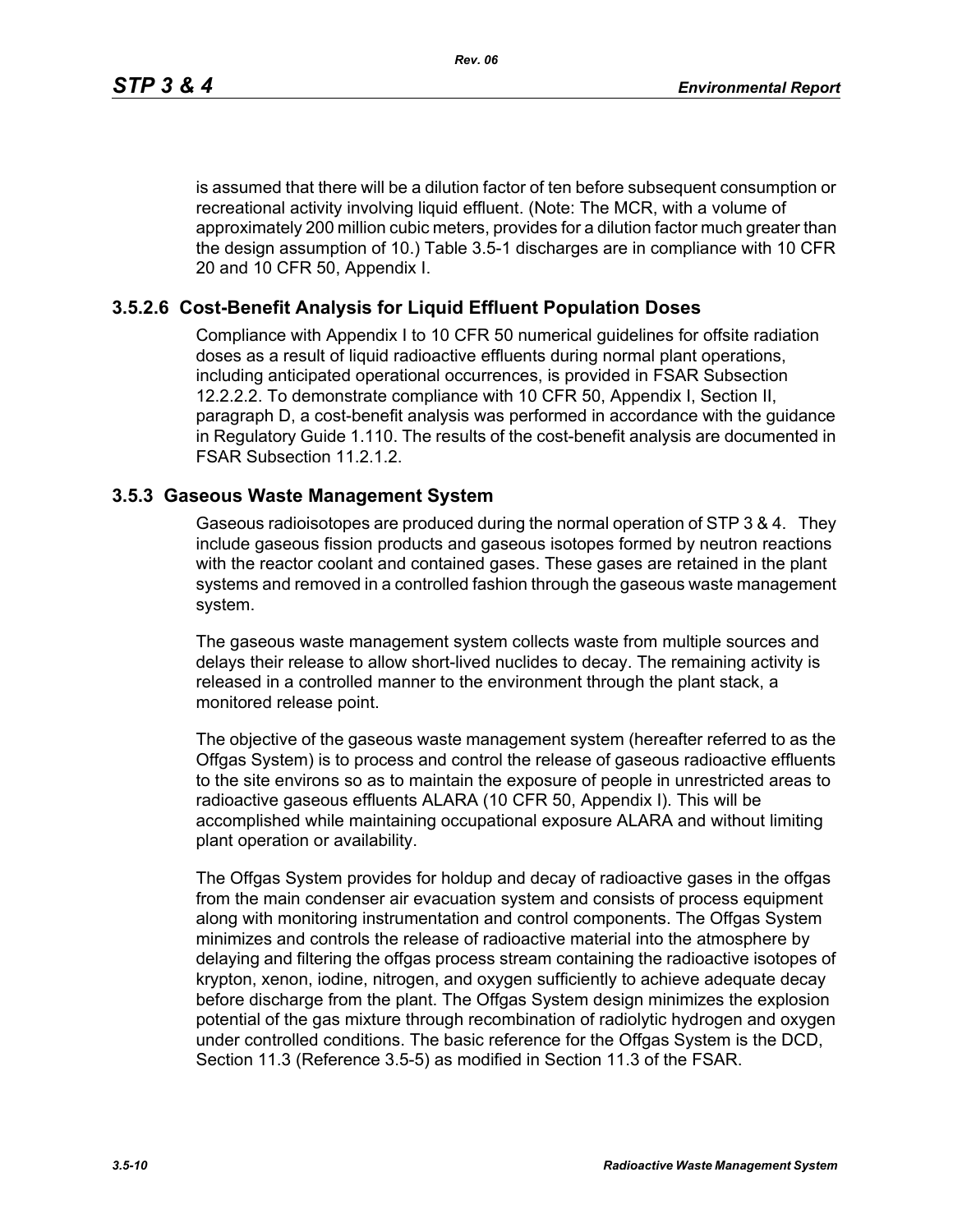is assumed that there will be a dilution factor of ten before subsequent consumption or recreational activity involving liquid effluent. (Note: The MCR, with a volume of approximately 200 million cubic meters, provides for a dilution factor much greater than the design assumption of 10.) Table 3.5-1 discharges are in compliance with 10 CFR 20 and 10 CFR 50, Appendix I.

### 3.5.2.6 Cost-Benefit Analysis for Liquid Effluent Population Doses

Compliance with Appendix I to 10 CFR 50 numerical guidelines for offsite radiation doses as a result of liquid radioactive effluents during normal plant operations, including anticipated operational occurrences, is provided in FSAR Subsection 12.2.2.2. To demonstrate compliance with 10 CFR 50, Appendix I, Section II, paragraph D, a cost-benefit analysis was performed in accordance with the guidance in Regulatory Guide 1.110. The results of the cost-benefit analysis are documented in FSAR Subsection 11.2.1.2.

## 3.5.3 Gaseous Waste Management System

Gaseous radioisotopes are produced during the normal operation of STP 3 & 4. They include gaseous fission products and gaseous isotopes formed by neutron reactions with the reactor coolant and contained gases. These gases are retained in the plant systems and removed in a controlled fashion through the gaseous waste management system.

The gaseous waste management system collects waste from multiple sources and delays their release to allow short-lived nuclides to decay. The remaining activity is released in a controlled manner to the environment through the plant stack, a monitored release point.

The objective of the gaseous waste management system (hereafter referred to as the Offgas System) is to process and control the release of gaseous radioactive effluents to the site environs so as to maintain the exposure of people in unrestricted areas to radioactive gaseous effluents ALARA (10 CFR 50, Appendix I). This will be accomplished while maintaining occupational exposure ALARA and without limiting plant operation or availability.

The Offgas System provides for holdup and decay of radioactive gases in the offgas from the main condenser air evacuation system and consists of process equipment along with monitoring instrumentation and control components. The Offgas System minimizes and controls the release of radioactive material into the atmosphere by delaying and filtering the offgas process stream containing the radioactive isotopes of krypton, xenon, iodine, nitrogen, and oxygen sufficiently to achieve adequate decay before discharge from the plant. The Offgas System design minimizes the explosion potential of the gas mixture through recombination of radiolytic hydrogen and oxygen under controlled conditions. The basic reference for the Offgas System is the DCD, Section 11.3 (Reference 3.5-5) as modified in Section 11.3 of the FSAR.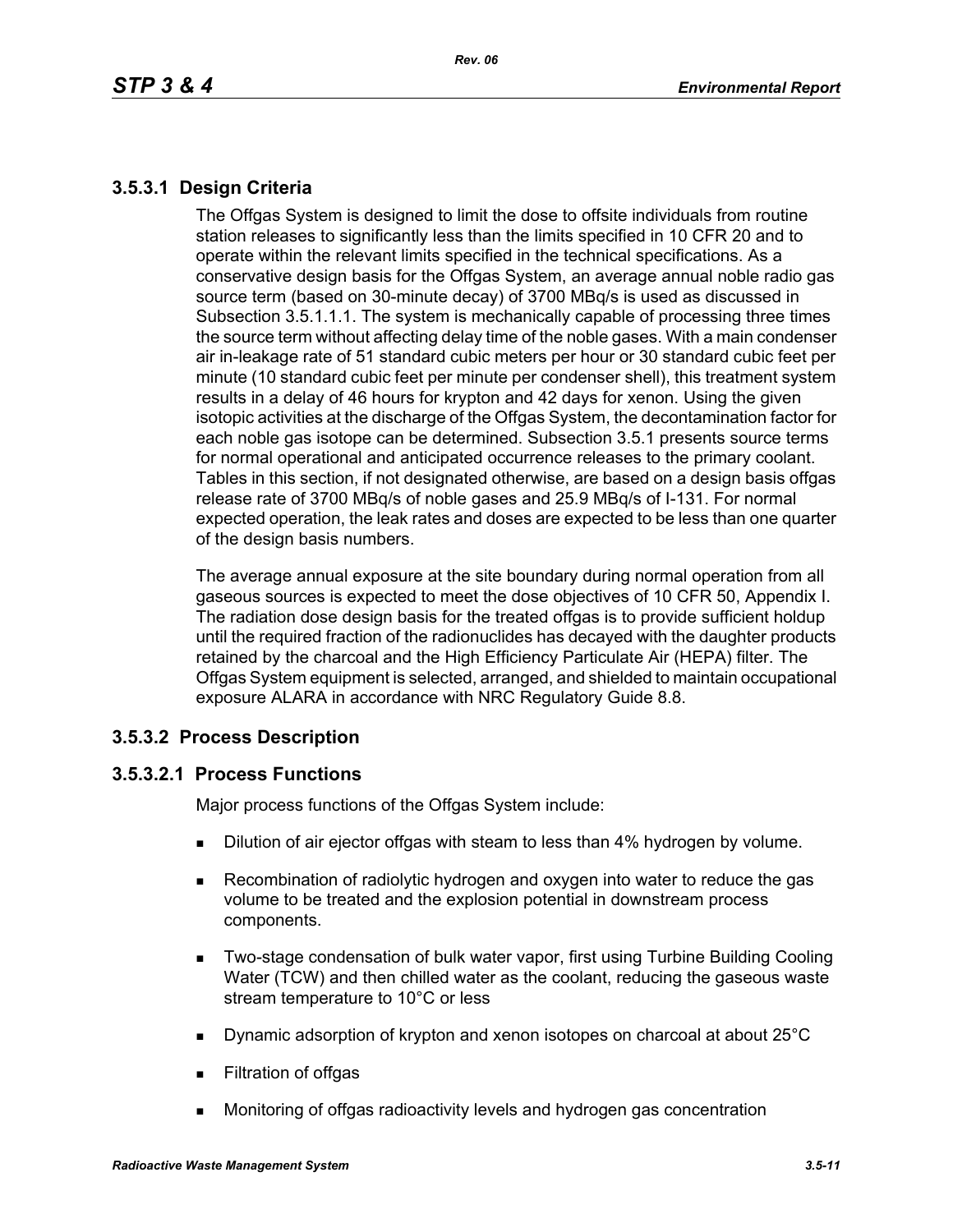### 3.5.3.1 Design Criteria

The Offgas System is designed to limit the dose to offsite individuals from routine station releases to significantly less than the limits specified in 10 CFR 20 and to operate within the relevant limits specified in the technical specifications. As a conservative design basis for the Offgas System, an average annual noble radio gas source term (based on 30-minute decay) of 3700 MBq/s is used as discussed in Subsection 3.5.1.1.1. The system is mechanically capable of processing three times the source term without affecting delay time of the noble gases. With a main condenser air in-leakage rate of 51 standard cubic meters per hour or 30 standard cubic feet per minute (10 standard cubic feet per minute per condenser shell), this treatment system results in a delay of 46 hours for krypton and 42 days for xenon. Using the given isotopic activities at the discharge of the Offgas System, the decontamination factor for each noble gas isotope can be determined. Subsection 3.5.1 presents source terms for normal operational and anticipated occurrence releases to the primary coolant. Tables in this section, if not designated otherwise, are based on a design basis offgas release rate of 3700 MBq/s of noble gases and 25.9 MBq/s of I-131. For normal expected operation, the leak rates and doses are expected to be less than one quarter of the design basis numbers.

The average annual exposure at the site boundary during normal operation from all gaseous sources is expected to meet the dose objectives of 10 CFR 50, Appendix I. The radiation dose design basis for the treated offgas is to provide sufficient holdup until the required fraction of the radionuclides has decayed with the daughter products retained by the charcoal and the High Efficiency Particulate Air (HEPA) filter. The Offgas System equipment is selected, arranged, and shielded to maintain occupational exposure ALARA in accordance with NRC Regulatory Guide 8.8.

### 3.5.3.2 Process Description

#### 3.5.3.2.1 Process Functions

Major process functions of the Offgas System include:

- Dilution of air ejector offgas with steam to less than 4% hydrogen by volume.
- Recombination of radiolytic hydrogen and oxygen into water to reduce the gas volume to be treated and the explosion potential in downstream process components.
- Two-stage condensation of bulk water vapor, first using Turbine Building Cooling Water (TCW) and then chilled water as the coolant, reducing the gaseous waste stream temperature to 10°C or less
- Dynamic adsorption of krypton and xenon isotopes on charcoal at about 25°C
- Filtration of offgas
- Monitoring of offgas radioactivity levels and hydrogen gas concentration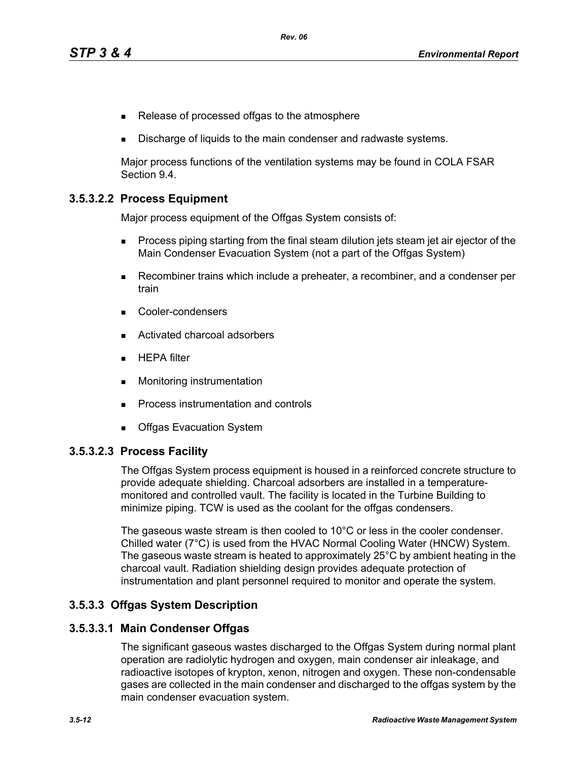- Release of processed offgas to the atmosphere
- Discharge of liquids to the main condenser and radwaste systems.

Major process functions of the ventilation systems may be found in COLA FSAR Section 9.4.

### 3.5.3.2.2 Process Equipment

Major process equipment of the Offgas System consists of:

- Process piping starting from the final steam dilution jets steam jet air ejector of the Main Condenser Evacuation System (not a part of the Offgas System)
- Recombiner trains which include a preheater, a recombiner, and a condenser per train
- Cooler-condensers
- Activated charcoal adsorbers
- HEPA filter
- Monitoring instrumentation
- Process instrumentation and controls
- Offgas Evacuation System

### 3.5.3.2.3 Process Facility

The Offgas System process equipment is housed in a reinforced concrete structure to provide adequate shielding. Charcoal adsorbers are installed in a temperature-monitored and controlled vault. The facility is located in the Turbine Building to minimize piping. TCW is used as the coolant for the offgas condensers.

The gaseous waste stream is then cooled to 10°C or less in the cooler condenser. Chilled water (7°C) is used from the HVAC Normal Cooling Water (HNCW) System. The gaseous waste stream is heated to approximately 25°C by ambient heating in the charcoal vault. Radiation shielding design provides adequate protection of instrumentation and plant personnel required to monitor and operate the system.

## 3.5.3.3 Offgas System Description

### 3.5.3.3.1 Main Condenser Offgas

The significant gaseous wastes discharged to the Offgas System during normal plant operation are radiolytic hydrogen and oxygen, main condenser air inleakage, and radioactive isotopes of krypton, xenon, nitrogen and oxygen. These non-condensable gases are collected in the main condenser and discharged to the offgas system by the main condenser evacuation system.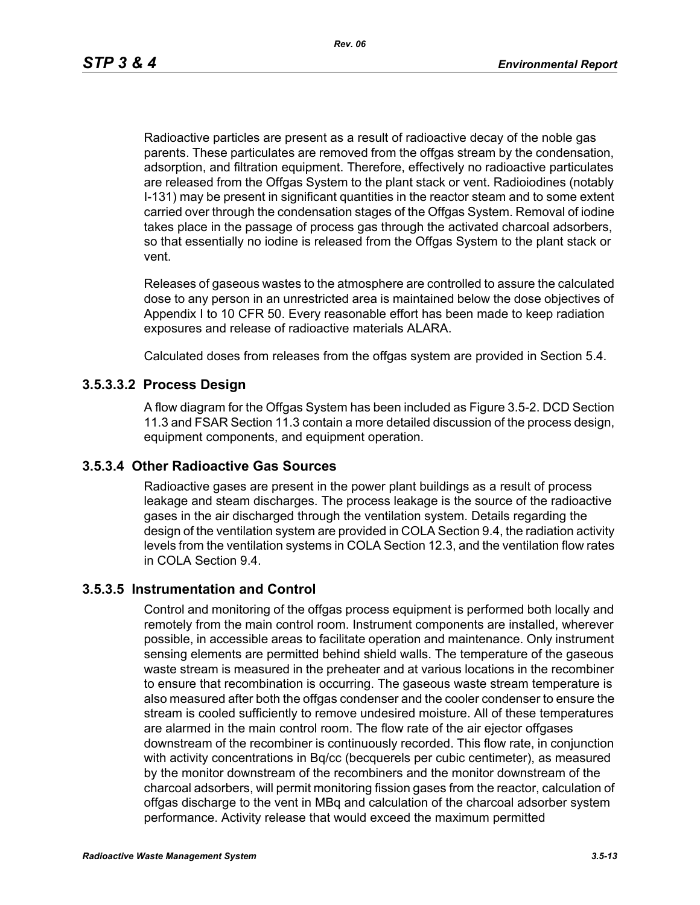Radioactive particles are present as a result of radioactive decay of the noble gas parents. These particulates are removed from the offgas stream by the condensation, adsorption, and filtration equipment. Therefore, effectively no radioactive particulates are released from the Offgas System to the plant stack or vent. Radioiodines (notably I-131) may be present in significant quantities in the reactor steam and to some extent carried over through the condensation stages of the Offgas System. Removal of iodine takes place in the passage of process gas through the activated charcoal adsorbers, so that essentially no iodine is released from the Offgas System to the plant stack or vent.

Releases of gaseous wastes to the atmosphere are controlled to assure the calculated dose to any person in an unrestricted area is maintained below the dose objectives of Appendix I to 10 CFR 50. Every reasonable effort has been made to keep radiation exposures and release of radioactive materials ALARA.

Calculated doses from releases from the offgas system are provided in Section 5.4.

### 3.5.3.3.2 Process Design

A flow diagram for the Offgas System has been included as Figure 3.5-2. DCD Section 11.3 and FSAR Section 11.3 contain a more detailed discussion of the process design, equipment components, and equipment operation.

## 3.5.3.4 Other Radioactive Gas Sources

Radioactive gases are present in the power plant buildings as a result of process leakage and steam discharges. The process leakage is the source of the radioactive gases in the air discharged through the ventilation system. Details regarding the design of the ventilation system are provided in COLA Section 9.4, the radiation activity levels from the ventilation systems in COLA Section 12.3, and the ventilation flow rates in COLA Section 9.4.

## 3.5.3.5 Instrumentation and Control

Control and monitoring of the offgas process equipment is performed both locally and remotely from the main control room. Instrument components are installed, wherever possible, in accessible areas to facilitate operation and maintenance. Only instrument sensing elements are permitted behind shield walls. The temperature of the gaseous waste stream is measured in the preheater and at various locations in the recombiner to ensure that recombination is occurring. The gaseous waste stream temperature is also measured after both the offgas condenser and the cooler condenser to ensure the stream is cooled sufficiently to remove undesired moisture. All of these temperatures are alarmed in the main control room. The flow rate of the air ejector offgases downstream of the recombiner is continuously recorded. This flow rate, in conjunction with activity concentrations in Bq/cc (becquerels per cubic centimeter), as measured by the monitor downstream of the recombiners and the monitor downstream of the charcoal adsorbers, will permit monitoring fission gases from the reactor, calculation of offgas discharge to the vent in MBq and calculation of the charcoal adsorber system performance. Activity release that would exceed the maximum permitted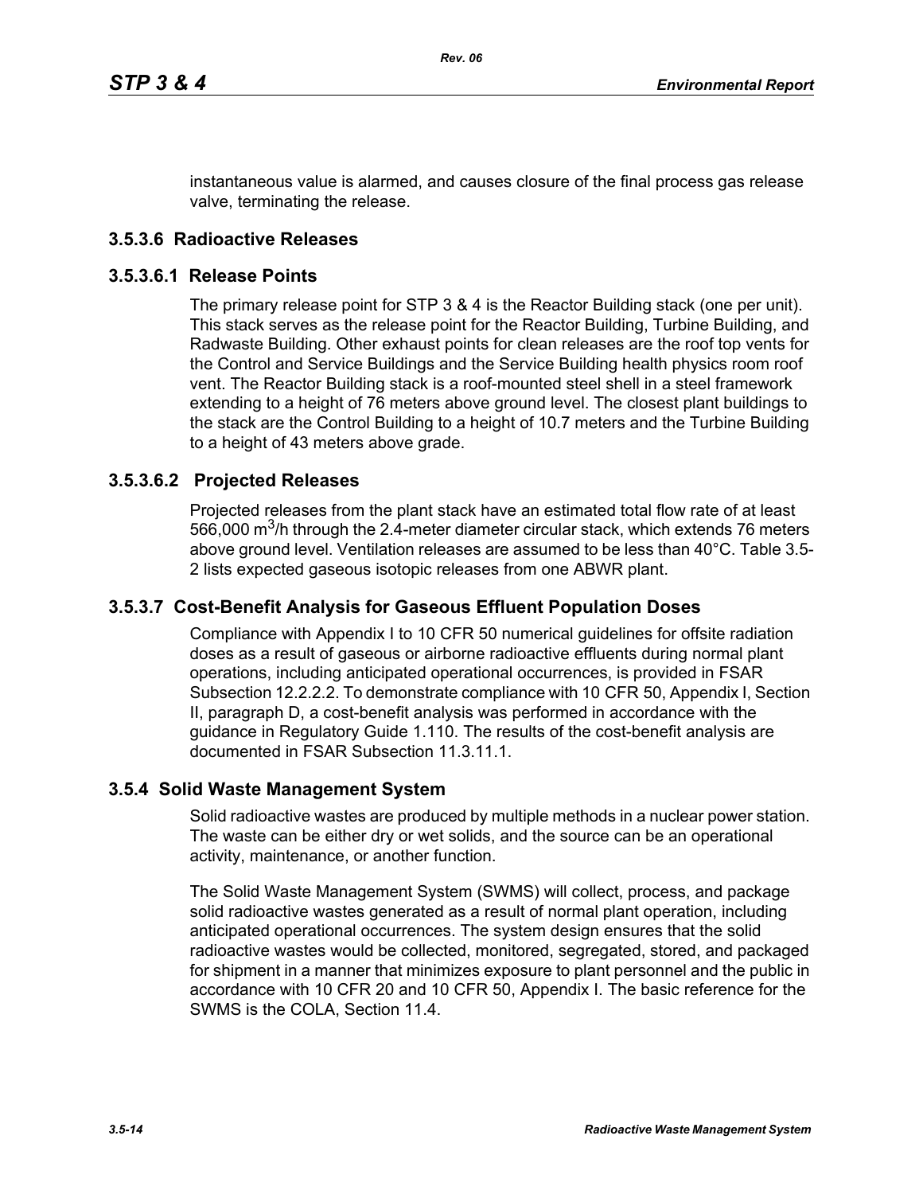instantaneous value is alarmed, and causes closure of the final process gas release valve, terminating the release.

### 3.5.3.6 Radioactive Releases

#### 3.5.3.6.1 Release Points

The primary release point for STP 3 & 4 is the Reactor Building stack (one per unit). This stack serves as the release point for the Reactor Building, Turbine Building, and Radwaste Building. Other exhaust points for clean releases are the roof top vents for the Control and Service Buildings and the Service Building health physics room roof vent. The Reactor Building stack is a roof-mounted steel shell in a steel framework extending to a height of 76 meters above ground level. The closest plant buildings to the stack are the Control Building to a height of 10.7 meters and the Turbine Building to a height of 43 meters above grade.

#### 3.5.3.6.2 Projected Releases

Projected releases from the plant stack have an estimated total flow rate of at least 566,000 $m^3$/h through the 2.4-meter diameter circular stack, which extends 76 meters above ground level. Ventilation releases are assumed to be less than 40°C. Table 3.5-2 lists expected gaseous isotopic releases from one ABWR plant.

### 3.5.3.7 Cost-Benefit Analysis for Gaseous Effluent Population Doses

Compliance with Appendix I to 10 CFR 50 numerical guidelines for offsite radiation doses as a result of gaseous or airborne radioactive effluents during normal plant operations, including anticipated operational occurrences, is provided in FSAR Subsection 12.2.2.2. To demonstrate compliance with 10 CFR 50, Appendix I, Section II, paragraph D, a cost-benefit analysis was performed in accordance with the guidance in Regulatory Guide 1.110. The results of the cost-benefit analysis are documented in FSAR Subsection 11.3.11.1.

## 3.5.4 Solid Waste Management System

Solid radioactive wastes are produced by multiple methods in a nuclear power station. The waste can be either dry or wet solids, and the source can be an operational activity, maintenance, or another function.

The Solid Waste Management System (SWMS) will collect, process, and package solid radioactive wastes generated as a result of normal plant operation, including anticipated operational occurrences. The system design ensures that the solid radioactive wastes would be collected, monitored, segregated, stored, and packaged for shipment in a manner that minimizes exposure to plant personnel and the public in accordance with 10 CFR 20 and 10 CFR 50, Appendix I. The basic reference for the SWMS is the COLA, Section 11.4.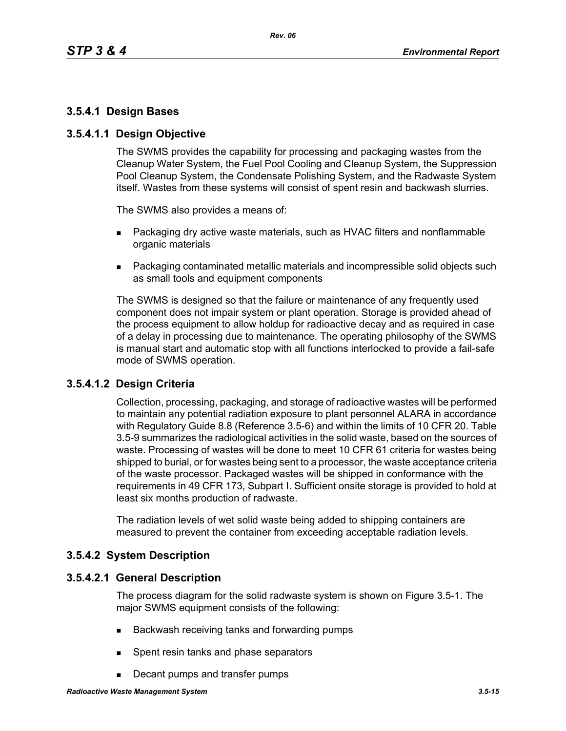### 3.5.4.1 Design Bases

#### 3.5.4.1.1 Design Objective

The SWMS provides the capability for processing and packaging wastes from the Cleanup Water System, the Fuel Pool Cooling and Cleanup System, the Suppression Pool Cleanup System, the Condensate Polishing System, and the Radwaste System itself. Wastes from these systems will consist of spent resin and backwash slurries.

The SWMS also provides a means of:

- Packaging dry active waste materials, such as HVAC filters and nonflammable organic materials
- Packaging contaminated metallic materials and incompressible solid objects such as small tools and equipment components

The SWMS is designed so that the failure or maintenance of any frequently used component does not impair system or plant operation. Storage is provided ahead of the process equipment to allow holdup for radioactive decay and as required in case of a delay in processing due to maintenance. The operating philosophy of the SWMS is manual start and automatic stop with all functions interlocked to provide a fail-safe mode of SWMS operation.

#### 3.5.4.1.2 Design Criteria

Collection, processing, packaging, and storage of radioactive wastes will be performed to maintain any potential radiation exposure to plant personnel ALARA in accordance with Regulatory Guide 8.8 (Reference 3.5-6) and within the limits of 10 CFR 20. Table 3.5-9 summarizes the radiological activities in the solid waste, based on the sources of waste. Processing of wastes will be done to meet 10 CFR 61 criteria for wastes being shipped to burial, or for wastes being sent to a processor, the waste acceptance criteria of the waste processor. Packaged wastes will be shipped in conformance with the requirements in 49 CFR 173, Subpart I. Sufficient onsite storage is provided to hold at least six months production of radwaste.

The radiation levels of wet solid waste being added to shipping containers are measured to prevent the container from exceeding acceptable radiation levels.

### 3.5.4.2 System Description

#### 3.5.4.2.1 General Description

The process diagram for the solid radwaste system is shown on Figure 3.5-1. The major SWMS equipment consists of the following:

- Backwash receiving tanks and forwarding pumps
- Spent resin tanks and phase separators
- Decant pumps and transfer pumps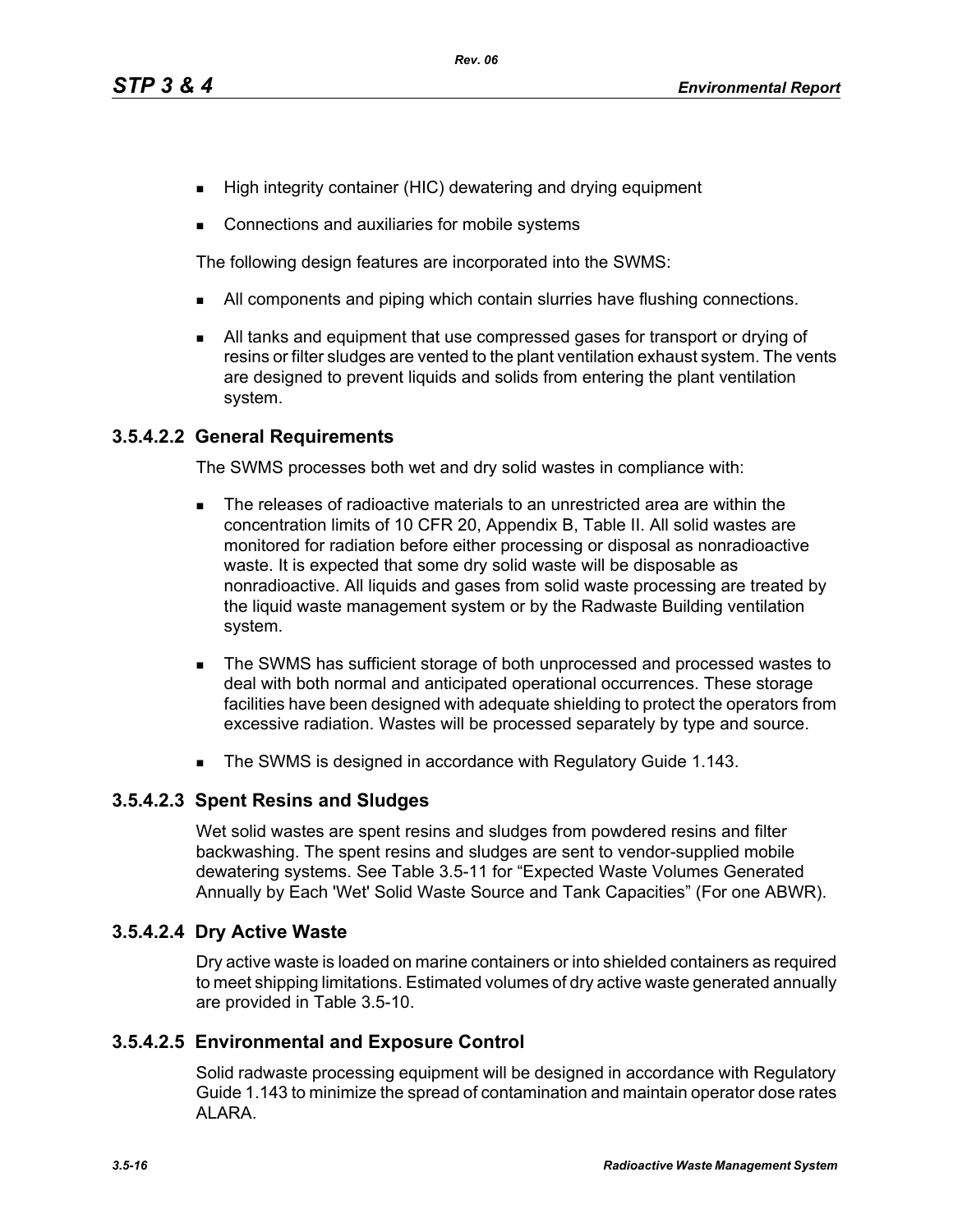- High integrity container (HIC) dewatering and drying equipment
- Connections and auxiliaries for mobile systems

The following design features are incorporated into the SWMS:

- All components and piping which contain slurries have flushing connections.
- All tanks and equipment that use compressed gases for transport or drying of resins or filter sludges are vented to the plant ventilation exhaust system. The vents are designed to prevent liquids and solids from entering the plant ventilation system.

### 3.5.4.2.2 General Requirements

The SWMS processes both wet and dry solid wastes in compliance with:

- The releases of radioactive materials to an unrestricted area are within the concentration limits of 10 CFR 20, Appendix B, Table II. All solid wastes are monitored for radiation before either processing or disposal as nonradioactive waste. It is expected that some dry solid waste will be disposable as nonradioactive. All liquids and gases from solid waste processing are treated by the liquid waste management system or by the Radwaste Building ventilation system.
- The SWMS has sufficient storage of both unprocessed and processed wastes to deal with both normal and anticipated operational occurrences. These storage facilities have been designed with adequate shielding to protect the operators from excessive radiation. Wastes will be processed separately by type and source.
- The SWMS is designed in accordance with Regulatory Guide 1.143.

### 3.5.4.2.3 Spent Resins and Sludges

Wet solid wastes are spent resins and sludges from powdered resins and filter backwashing. The spent resins and sludges are sent to vendor-supplied mobile dewatering systems. See Table 3.5-11 for “Expected Waste Volumes Generated Annually by Each 'Wet' Solid Waste Source and Tank Capacities” (For one ABWR).

### 3.5.4.2.4 Dry Active Waste

Dry active waste is loaded on marine containers or into shielded containers as required to meet shipping limitations. Estimated volumes of dry active waste generated annually are provided in Table 3.5-10.

### 3.5.4.2.5 Environmental and Exposure Control

Solid radwaste processing equipment will be designed in accordance with Regulatory Guide 1.143 to minimize the spread of contamination and maintain operator dose rates ALARA.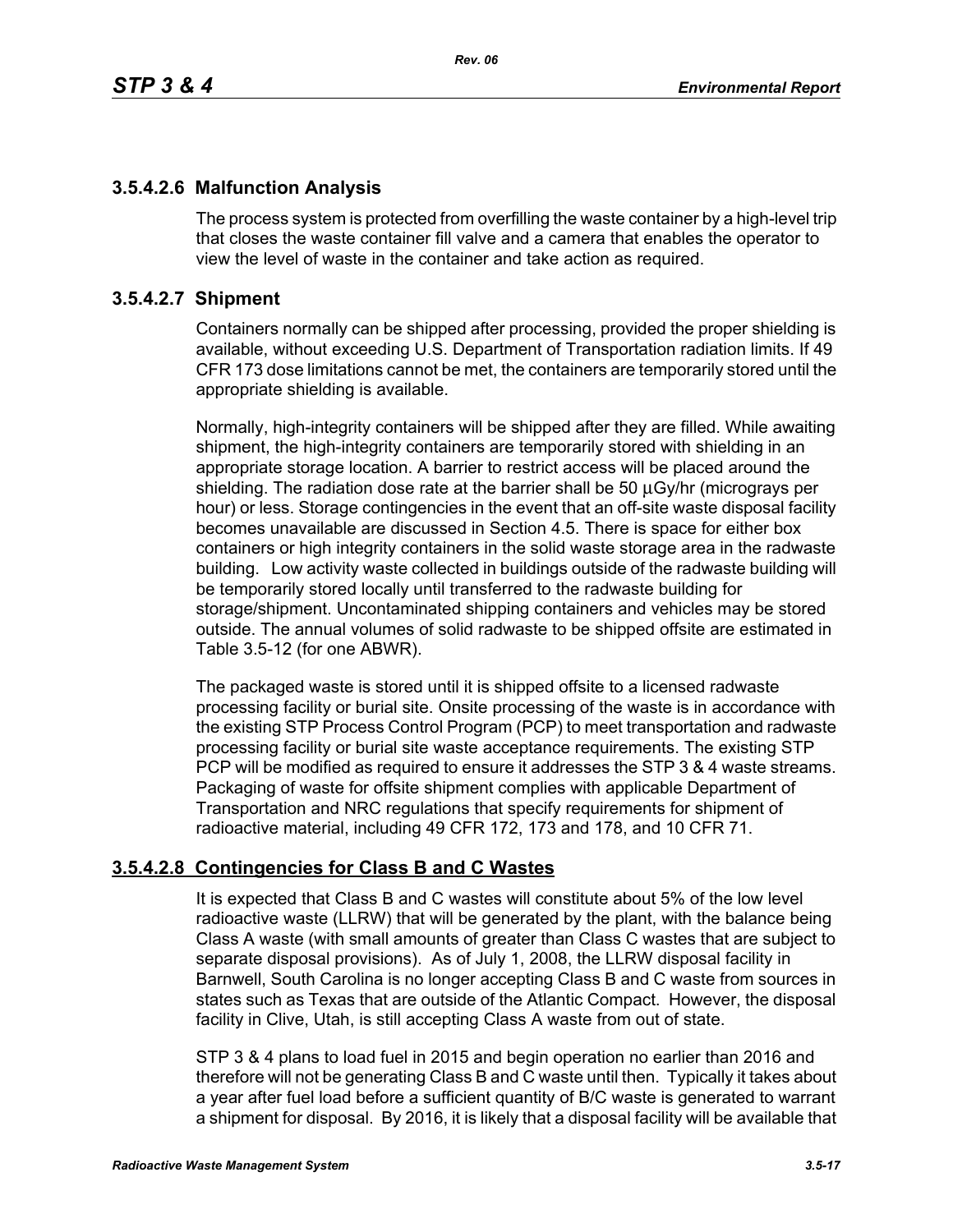### 3.5.4.2.6 Malfunction Analysis

The process system is protected from overfilling the waste container by a high-level trip that closes the waste container fill valve and a camera that enables the operator to view the level of waste in the container and take action as required.

### 3.5.4.2.7 Shipment

Containers normally can be shipped after processing, provided the proper shielding is available, without exceeding U.S. Department of Transportation radiation limits. If 49 CFR 173 dose limitations cannot be met, the containers are temporarily stored until the appropriate shielding is available.

Normally, high-integrity containers will be shipped after they are filled. While awaiting shipment, the high-integrity containers are temporarily stored with shielding in an appropriate storage location. A barrier to restrict access will be placed around the shielding. The radiation dose rate at the barrier shall be 50 µGy/hr (micrograys per hour) or less. Storage contingencies in the event that an off-site waste disposal facility becomes unavailable are discussed in Section 4.5. There is space for either box containers or high integrity containers in the solid waste storage area in the radwaste building. Low activity waste collected in buildings outside of the radwaste building will be temporarily stored locally until transferred to the radwaste building for storage/shipment. Uncontaminated shipping containers and vehicles may be stored outside. The annual volumes of solid radwaste to be shipped offsite are estimated in Table 3.5-12 (for one ABWR).

The packaged waste is stored until it is shipped offsite to a licensed radwaste processing facility or burial site. Onsite processing of the waste is in accordance with the existing STP Process Control Program (PCP) to meet transportation and radwaste processing facility or burial site waste acceptance requirements. The existing STP PCP will be modified as required to ensure it addresses the STP 3 & 4 waste streams. Packaging of waste for offsite shipment complies with applicable Department of Transportation and NRC regulations that specify requirements for shipment of radioactive material, including 49 CFR 172, 173 and 178, and 10 CFR 71.

### 3.5.4.2.8 Contingencies for Class B and C Wastes

It is expected that Class B and C wastes will constitute about 5% of the low level radioactive waste (LLRW) that will be generated by the plant, with the balance being Class A waste (with small amounts of greater than Class C wastes that are subject to separate disposal provisions). As of July 1, 2008, the LLRW disposal facility in Barnwell, South Carolina is no longer accepting Class B and C waste from sources in states such as Texas that are outside of the Atlantic Compact. However, the disposal facility in Clive, Utah, is still accepting Class A waste from out of state.

STP 3 & 4 plans to load fuel in 2015 and begin operation no earlier than 2016 and therefore will not be generating Class B and C waste until then. Typically it takes about a year after fuel load before a sufficient quantity of B/C waste is generated to warrant a shipment for disposal. By 2016, it is likely that a disposal facility will be available that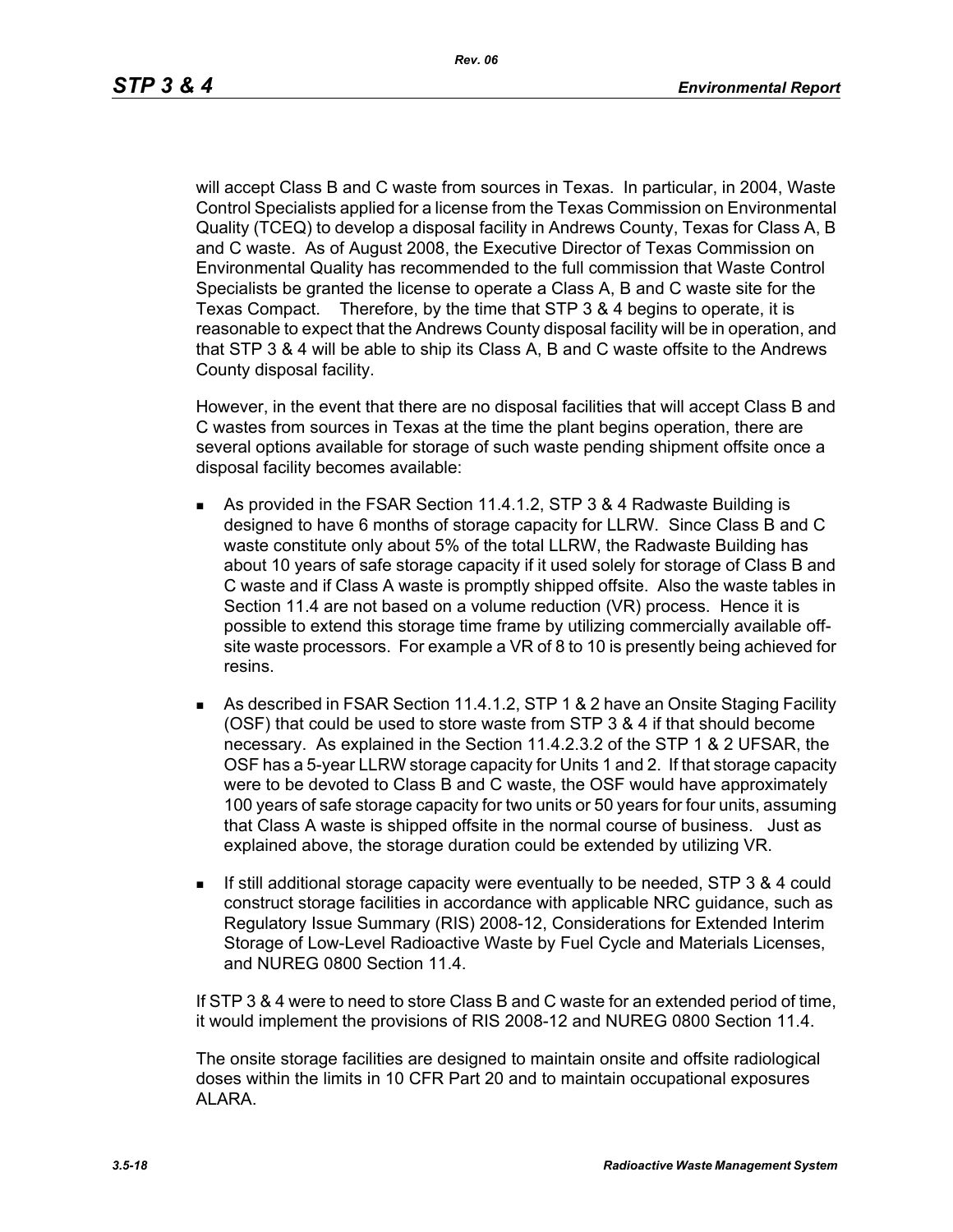will accept Class B and C waste from sources in Texas. In particular, in 2004, Waste Control Specialists applied for a license from the Texas Commission on Environmental Quality (TCEQ) to develop a disposal facility in Andrews County, Texas for Class A, B and C waste. As of August 2008, the Executive Director of Texas Commission on Environmental Quality has recommended to the full commission that Waste Control Specialists be granted the license to operate a Class A, B and C waste site for the Texas Compact. Therefore, by the time that STP 3 & 4 begins to operate, it is reasonable to expect that the Andrews County disposal facility will be in operation, and that STP 3 & 4 will be able to ship its Class A, B and C waste offsite to the Andrews County disposal facility.

However, in the event that there are no disposal facilities that will accept Class B and C wastes from sources in Texas at the time the plant begins operation, there are several options available for storage of such waste pending shipment offsite once a disposal facility becomes available:

- As provided in the FSAR Section 11.4.1.2, STP 3 & 4 Radwaste Building is designed to have 6 months of storage capacity for LLRW. Since Class B and C waste constitute only about 5% of the total LLRW, the Radwaste Building has about 10 years of safe storage capacity if it used solely for storage of Class B and C waste and if Class A waste is promptly shipped offsite. Also the waste tables in Section 11.4 are not based on a volume reduction (VR) process. Hence it is possible to extend this storage time frame by utilizing commercially available off-site waste processors. For example a VR of 8 to 10 is presently being achieved for resins.
- As described in FSAR Section 11.4.1.2, STP 1 & 2 have an Onsite Staging Facility (OSF) that could be used to store waste from STP 3 & 4 if that should become necessary. As explained in the Section 11.4.2.3.2 of the STP 1 & 2 UFSAR, the OSF has a 5-year LLRW storage capacity for Units 1 and 2. If that storage capacity were to be devoted to Class B and C waste, the OSF would have approximately 100 years of safe storage capacity for two units or 50 years for four units, assuming that Class A waste is shipped offsite in the normal course of business. Just as explained above, the storage duration could be extended by utilizing VR.
- If still additional storage capacity were eventually to be needed, STP 3 & 4 could construct storage facilities in accordance with applicable NRC guidance, such as Regulatory Issue Summary (RIS) 2008-12, Considerations for Extended Interim Storage of Low-Level Radioactive Waste by Fuel Cycle and Materials Licenses, and NUREG 0800 Section 11.4.

If STP 3 & 4 were to need to store Class B and C waste for an extended period of time, it would implement the provisions of RIS 2008-12 and NUREG 0800 Section 11.4.

The onsite storage facilities are designed to maintain onsite and offsite radiological doses within the limits in 10 CFR Part 20 and to maintain occupational exposures ALARA.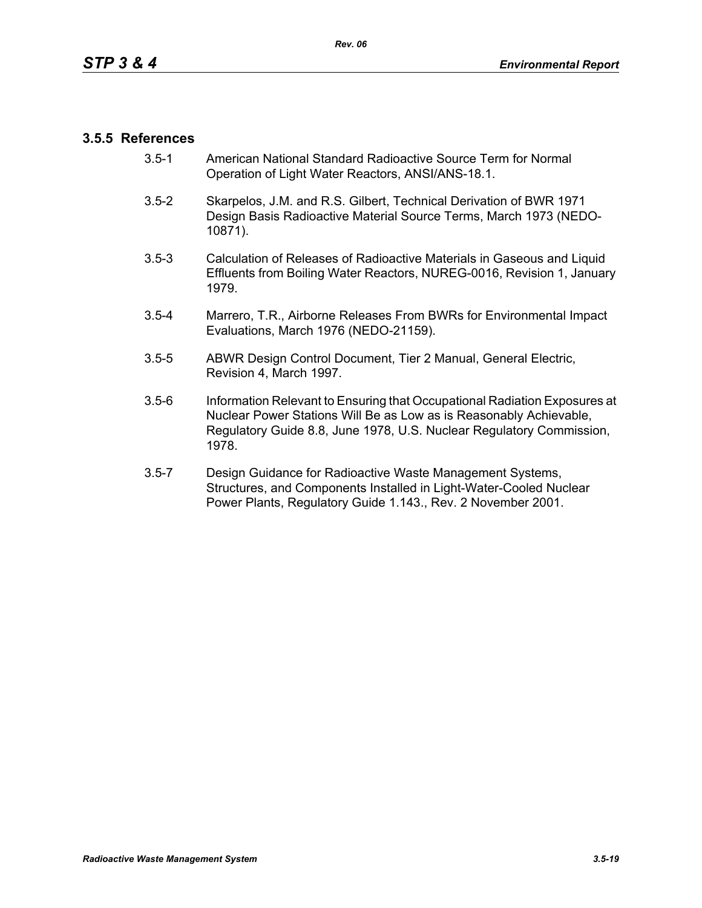### 3.5.5 References

3.5-1 American National Standard Radioactive Source Term for Normal Operation of Light Water Reactors, ANSI/ANS-18.1.

3.5-2 Skarpelos, J.M. and R.S. Gilbert, Technical Derivation of BWR 1971 Design Basis Radioactive Material Source Terms, March 1973 (NEDO-10871).

3.5-3 Calculation of Releases of Radioactive Materials in Gaseous and Liquid Effluents from Boiling Water Reactors, NUREG-0016, Revision 1, January 1979.

3.5-4 Marrero, T.R., Airborne Releases From BWRs for Environmental Impact Evaluations, March 1976 (NEDO-21159).

3.5-5 ABWR Design Control Document, Tier 2 Manual, General Electric, Revision 4, March 1997.

3.5-6 Information Relevant to Ensuring that Occupational Radiation Exposures at Nuclear Power Stations Will Be as Low as is Reasonably Achievable, Regulatory Guide 8.8, June 1978, U.S. Nuclear Regulatory Commission, 1978.

3.5-7 Design Guidance for Radioactive Waste Management Systems, Structures, and Components Installed in Light-Water-Cooled Nuclear Power Plants, Regulatory Guide 1.143., Rev. 2 November 2001.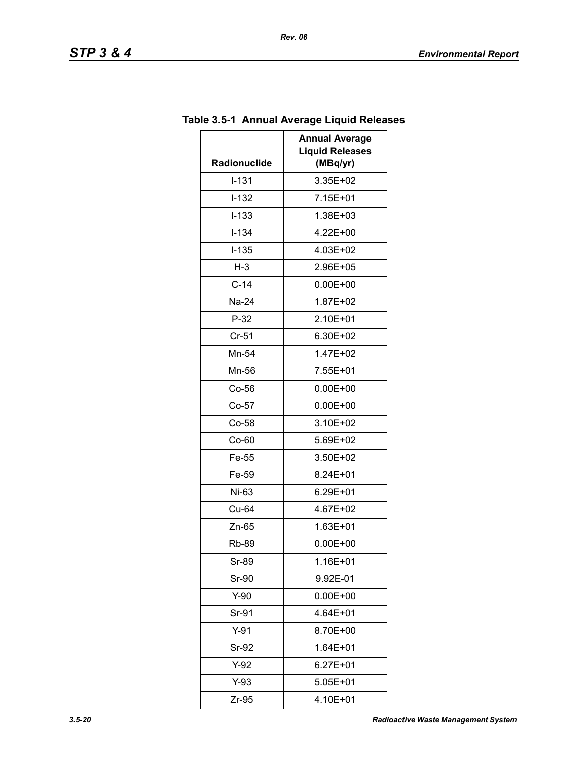**Table 3.5-1 Annual Average Liquid Releases**

| Radionuclide | Annual Average Liquid Releases (MBq/yr) |
|---|---|
| I-131 | 3.35E+02 |
| I-132 | 7.15E+01 |
| I-133 | 1.38E+03 |
| I-134 | 4.22E+00 |
| I-135 | 4.03E+02 |
| H-3 | 2.96E+05 |
| C-14 | 0.00E+00 |
| Na-24 | 1.87E+02 |
| P-32 | 2.10E+01 |
| Cr-51 | 6.30E+02 |
| Mn-54 | 1.47E+02 |
| Mn-56 | 7.55E+01 |
| Co-56 | 0.00E+00 |
| Co-57 | 0.00E+00 |
| Co-58 | 3.10E+02 |
| Co-60 | 5.69E+02 |
| Fe-55 | 3.50E+02 |
| Fe-59 | 8.24E+01 |
| Ni-63 | 6.29E+01 |
| Cu-64 | 4.67E+02 |
| Zn-65 | 1.63E+01 |
| Rb-89 | 0.00E+00 |
| Sr-89 | 1.16E+01 |
| Sr-90 | 9.92E-01 |
| Y-90 | 0.00E+00 |
| Sr-91 | 4.64E+01 |
| Y-91 | 8.70E+00 |
| Sr-92 | 1.64E+01 |
| Y-92 | 6.27E+01 |
| Y-93 | 5.05E+01 |
| Zr-95 | 4.10E+01 |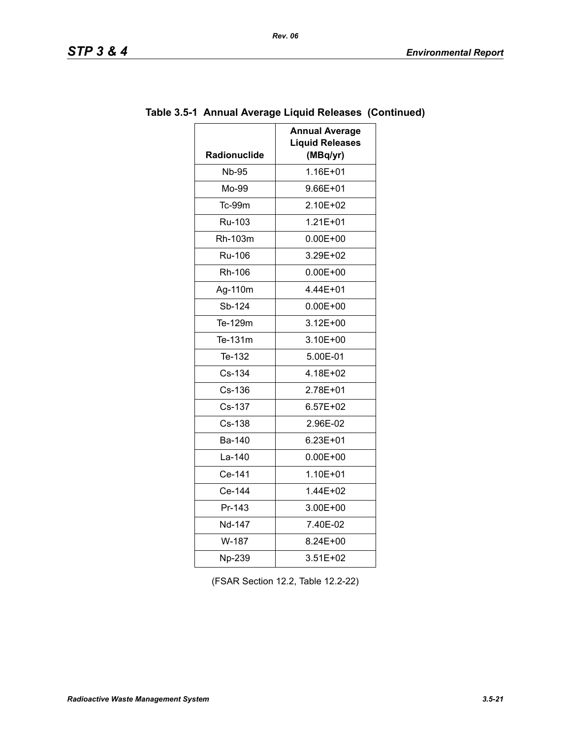**Table 3.5-1 Annual Average Liquid Releases (Continued)**

| Radionuclide | Annual Average Liquid Releases (MBq/yr) |
|---|---|
| Nb-95 | 1.16E+01 |
| Mo-99 | 9.66E+01 |
| Tc-99m | 2.10E+02 |
| Ru-103 | 1.21E+01 |
| Rh-103m | 0.00E+00 |
| Ru-106 | 3.29E+02 |
| Rh-106 | 0.00E+00 |
| Ag-110m | 4.44E+01 |
| Sb-124 | 0.00E+00 |
| Te-129m | 3.12E+00 |
| Te-131m | 3.10E+00 |
| Te-132 | 5.00E-01 |
| Cs-134 | 4.18E+02 |
| Cs-136 | 2.78E+01 |
| Cs-137 | 6.57E+02 |
| Cs-138 | 2.96E-02 |
| Ba-140 | 6.23E+01 |
| La-140 | 0.00E+00 |
| Ce-141 | 1.10E+01 |
| Ce-144 | 1.44E+02 |
| Pr-143 | 3.00E+00 |
| Nd-147 | 7.40E-02 |
| W-187 | 8.24E+00 |
| Np-239 | 3.51E+02 |

(FSAR Section 12.2, Table 12.2-22)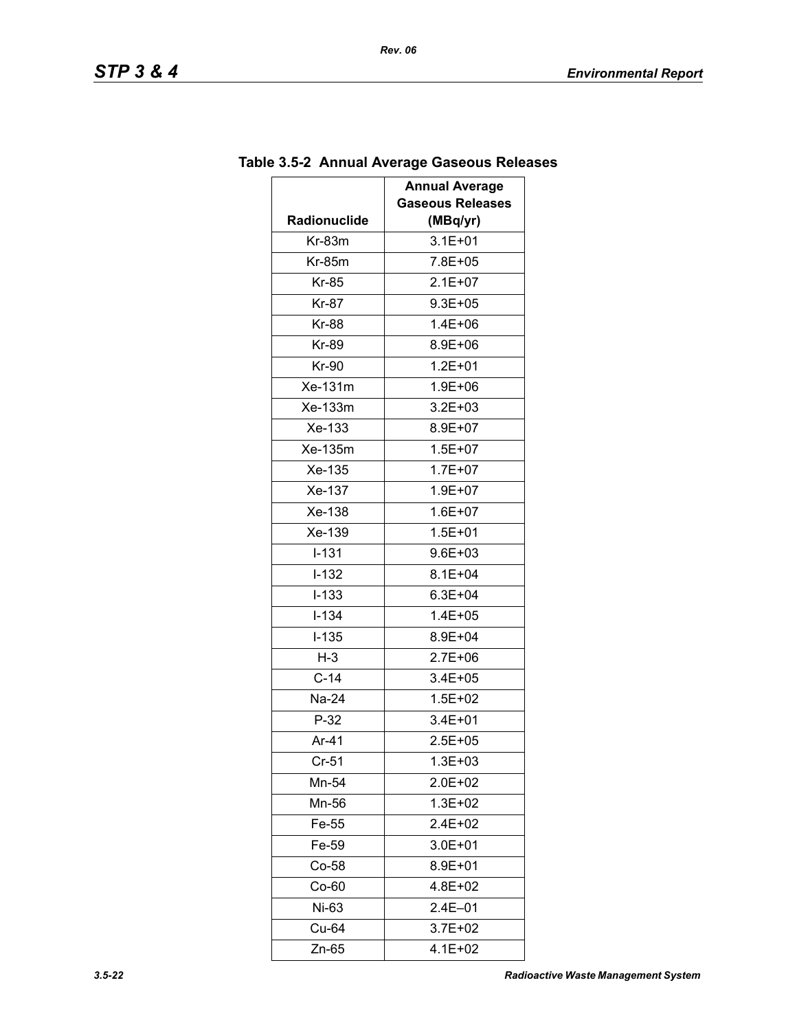## Table 3.5-2 Annual Average Gaseous Releases

| Radionuclide | Annual Average Gaseous Releases (MBq/yr) |
|---|---|
| Kr-83m | 3.1E+01 |
| Kr-85m | 7.8E+05 |
| Kr-85 | 2.1E+07 |
| Kr-87 | 9.3E+05 |
| Kr-88 | 1.4E+06 |
| Kr-89 | 8.9E+06 |
| Kr-90 | 1.2E+01 |
| Xe-131m | 1.9E+06 |
| Xe-133m | 3.2E+03 |
| Xe-133 | 8.9E+07 |
| Xe-135m | 1.5E+07 |
| Xe-135 | 1.7E+07 |
| Xe-137 | 1.9E+07 |
| Xe-138 | 1.6E+07 |
| Xe-139 | 1.5E+01 |
| I-131 | 9.6E+03 |
| I-132 | 8.1E+04 |
| I-133 | 6.3E+04 |
| I-134 | 1.4E+05 |
| I-135 | 8.9E+04 |
| H-3 | 2.7E+06 |
| C-14 | 3.4E+05 |
| Na-24 | 1.5E+02 |
| P-32 | 3.4E+01 |
| Ar-41 | 2.5E+05 |
| Cr-51 | 1.3E+03 |
| Mn-54 | 2.0E+02 |
| Mn-56 | 1.3E+02 |
| Fe-55 | 2.4E+02 |
| Fe-59 | 3.0E+01 |
| Co-58 | 8.9E+01 |
| Co-60 | 4.8E+02 |
| Ni-63 | 2.4E–01 |
| Cu-64 | 3.7E+02 |
| Zn-65 | 4.1E+02 |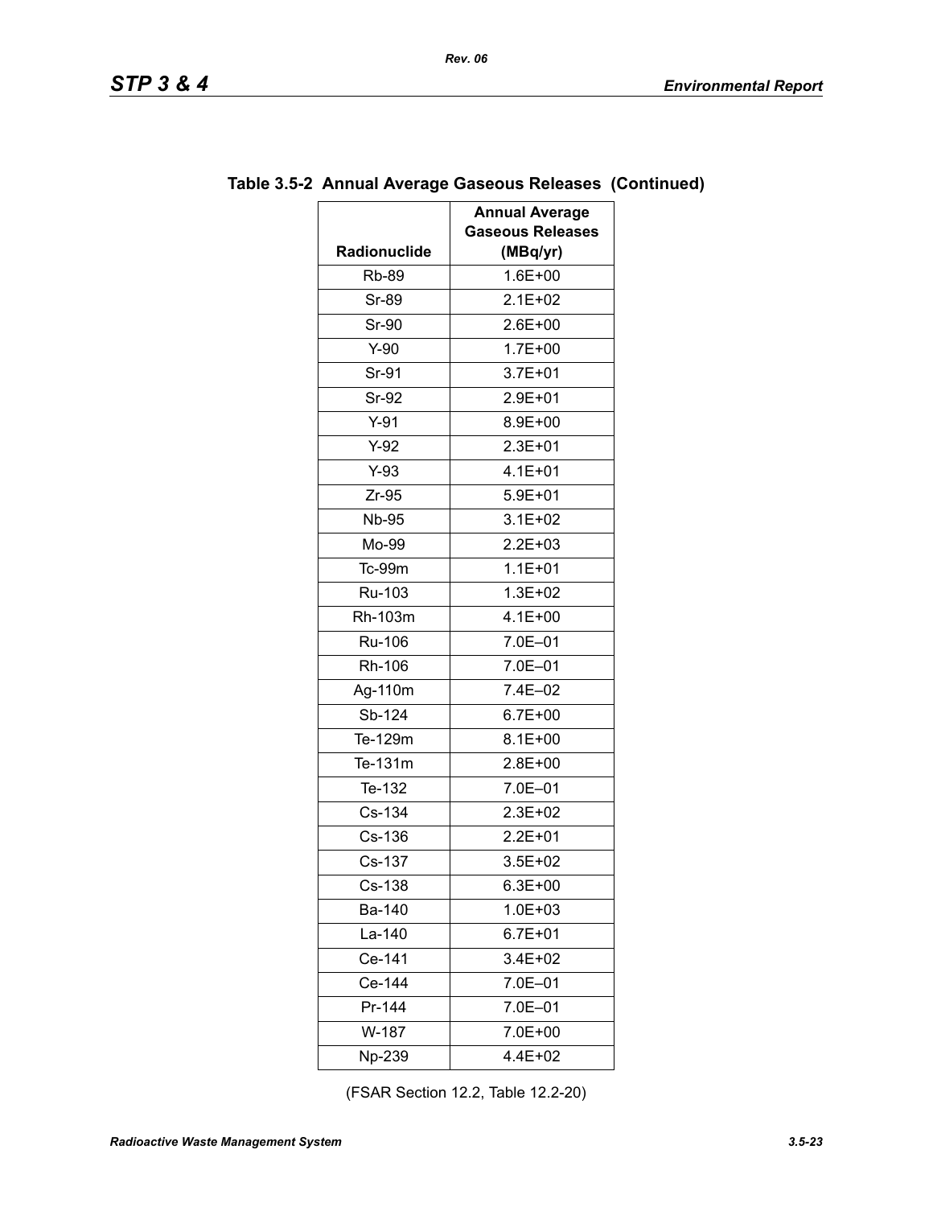## Table 3.5-2 Annual Average Gaseous Releases (Continued)

| Radionuclide | Annual Average Gaseous Releases (MBq/yr) |
|---|---|
| Rb-89 | 1.6E+00 |
| Sr-89 | 2.1E+02 |
| Sr-90 | 2.6E+00 |
| Y-90 | 1.7E+00 |
| Sr-91 | 3.7E+01 |
| Sr-92 | 2.9E+01 |
| Y-91 | 8.9E+00 |
| Y-92 | 2.3E+01 |
| Y-93 | 4.1E+01 |
| Zr-95 | 5.9E+01 |
| Nb-95 | 3.1E+02 |
| Mo-99 | 2.2E+03 |
| Tc-99m | 1.1E+01 |
| Ru-103 | 1.3E+02 |
| Rh-103m | 4.1E+00 |
| Ru-106 | 7.0E–01 |
| Rh-106 | 7.0E–01 |
| Ag-110m | 7.4E–02 |
| Sb-124 | 6.7E+00 |
| Te-129m | 8.1E+00 |
| Te-131m | 2.8E+00 |
| Te-132 | 7.0E–01 |
| Cs-134 | 2.3E+02 |
| Cs-136 | 2.2E+01 |
| Cs-137 | 3.5E+02 |
| Cs-138 | 6.3E+00 |
| Ba-140 | 1.0E+03 |
| La-140 | 6.7E+01 |
| Ce-141 | 3.4E+02 |
| Ce-144 | 7.0E–01 |
| Pr-144 | 7.0E–01 |
| W-187 | 7.0E+00 |
| Np-239 | 4.4E+02 |

(FSAR Section 12.2, Table 12.2-20)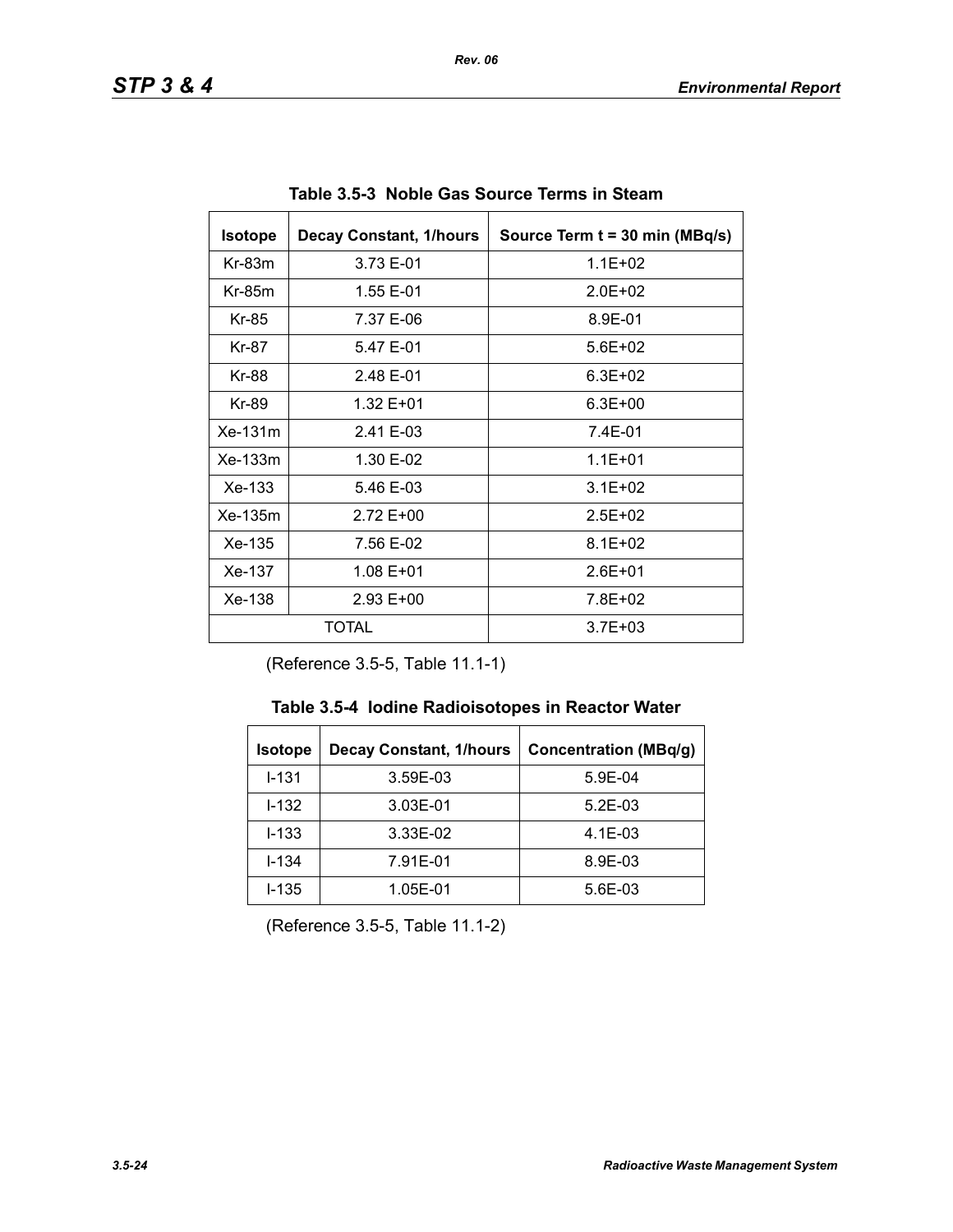**Table 3.5-3 Noble Gas Source Terms in Steam**

| Isotope | Decay Constant, 1/hours | Source Term t = 30 min (MBq/s) |
|---|---|---|
| Kr-83m | 3.73 E-01 | 1.1E+02 |
| Kr-85m | 1.55 E-01 | 2.0E+02 |
| Kr-85 | 7.37 E-06 | 8.9E-01 |
| Kr-87 | 5.47 E-01 | 5.6E+02 |
| Kr-88 | 2.48 E-01 | 6.3E+02 |
| Kr-89 | 1.32 E+01 | 6.3E+00 |
| Xe-131m | 2.41 E-03 | 7.4E-01 |
| Xe-133m | 1.30 E-02 | 1.1E+01 |
| Xe-133 | 5.46 E-03 | 3.1E+02 |
| Xe-135m | 2.72 E+00 | 2.5E+02 |
| Xe-135 | 7.56 E-02 | 8.1E+02 |
| Xe-137 | 1.08 E+01 | 2.6E+01 |
| Xe-138 | 2.93 E+00 | 7.8E+02 |
| TOTAL | | 3.7E+03 |

(Reference 3.5-5, Table 11.1-1)

**Table 3.5-4 Iodine Radioisotopes in Reactor Water**

| Isotope | Decay Constant, 1/hours | Concentration (MBq/g) |
|---|---|---|
| I-131 | 3.59E-03 | 5.9E-04 |
| I-132 | 3.03E-01 | 5.2E-03 |
| I-133 | 3.33E-02 | 4.1E-03 |
| I-134 | 7.91E-01 | 8.9E-03 |
| I-135 | 1.05E-01 | 5.6E-03 |

(Reference 3.5-5, Table 11.1-2)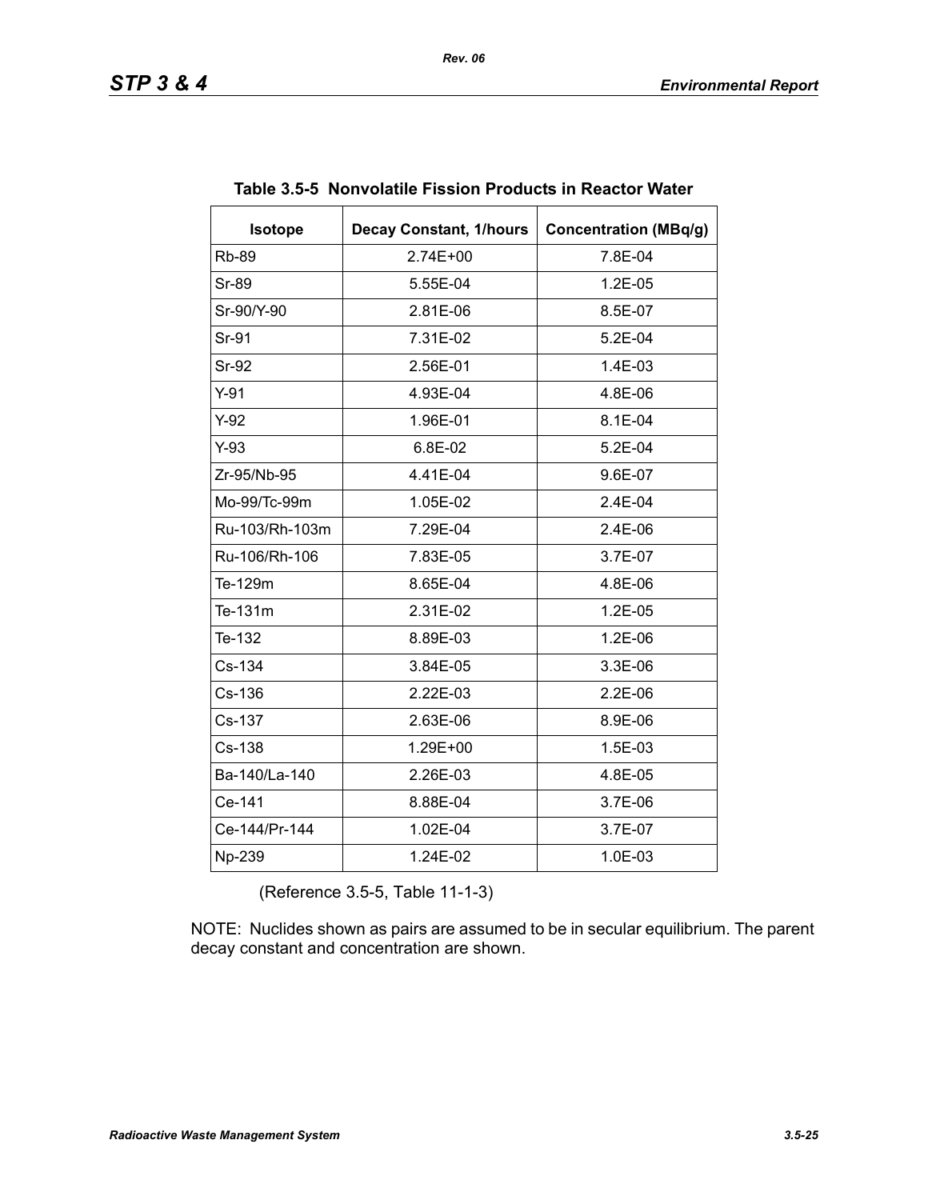**Table 3.5-5 Nonvolatile Fission Products in Reactor Water**

| Isotope | Decay Constant, 1/hours | Concentration (MBq/g) |
|---|---|---|
| Rb-89 | 2.74E+00 | 7.8E-04 |
| Sr-89 | 5.55E-04 | 1.2E-05 |
| Sr-90/Y-90 | 2.81E-06 | 8.5E-07 |
| Sr-91 | 7.31E-02 | 5.2E-04 |
| Sr-92 | 2.56E-01 | 1.4E-03 |
| Y-91 | 4.93E-04 | 4.8E-06 |
| Y-92 | 1.96E-01 | 8.1E-04 |
| Y-93 | 6.8E-02 | 5.2E-04 |
| Zr-95/Nb-95 | 4.41E-04 | 9.6E-07 |
| Mo-99/Tc-99m | 1.05E-02 | 2.4E-04 |
| Ru-103/Rh-103m | 7.29E-04 | 2.4E-06 |
| Ru-106/Rh-106 | 7.83E-05 | 3.7E-07 |
| Te-129m | 8.65E-04 | 4.8E-06 |
| Te-131m | 2.31E-02 | 1.2E-05 |
| Te-132 | 8.89E-03 | 1.2E-06 |
| Cs-134 | 3.84E-05 | 3.3E-06 |
| Cs-136 | 2.22E-03 | 2.2E-06 |
| Cs-137 | 2.63E-06 | 8.9E-06 |
| Cs-138 | 1.29E+00 | 1.5E-03 |
| Ba-140/La-140 | 2.26E-03 | 4.8E-05 |
| Ce-141 | 8.88E-04 | 3.7E-06 |
| Ce-144/Pr-144 | 1.02E-04 | 3.7E-07 |
| Np-239 | 1.24E-02 | 1.0E-03 |

(Reference 3.5-5, Table 11-1-3)

NOTE: Nuclides shown as pairs are assumed to be in secular equilibrium. The parent decay constant and concentration are shown.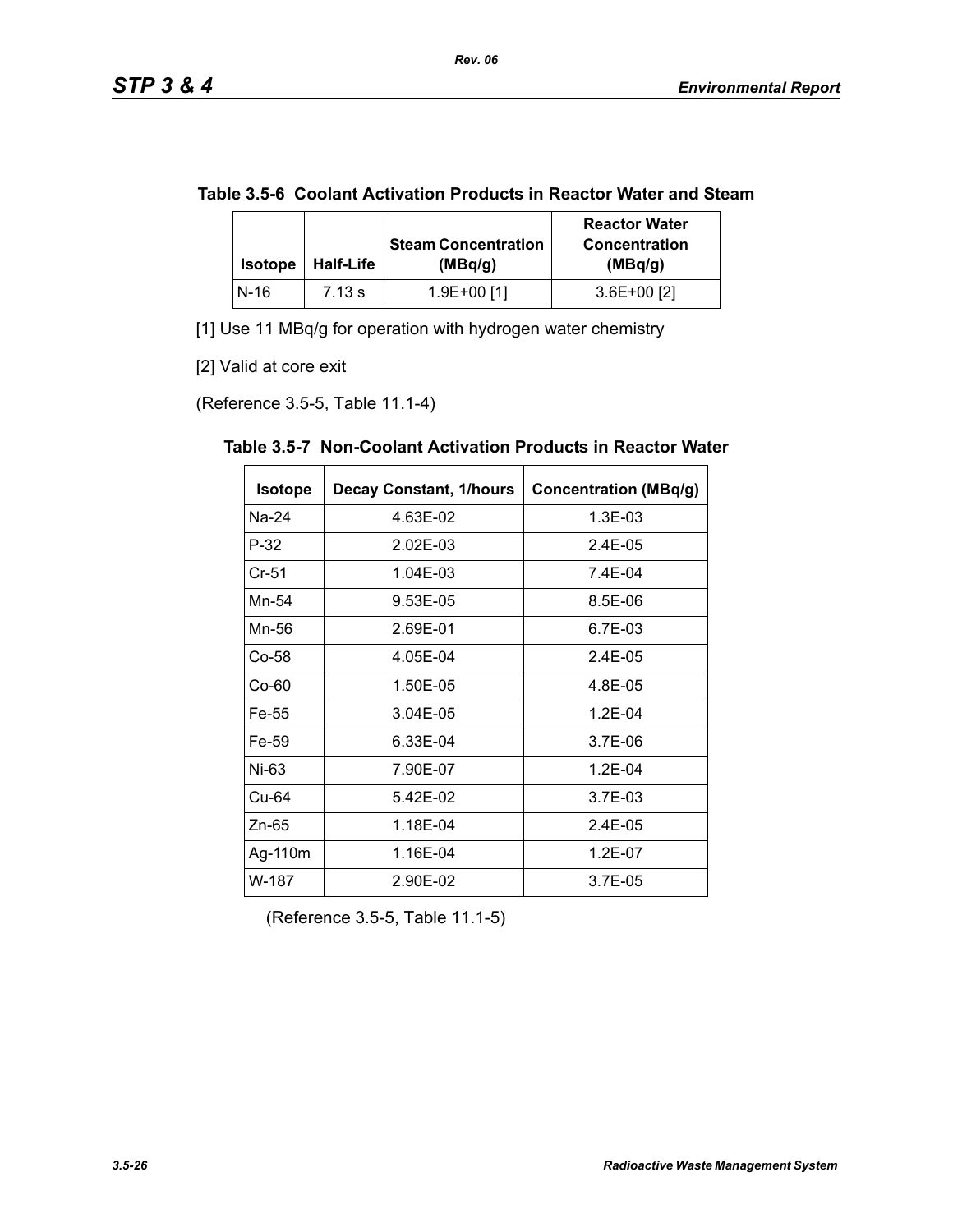**Table 3.5-6 Coolant Activation Products in Reactor Water and Steam**

| Isotope | Half-Life | Steam Concentration (MBq/g) | Reactor Water Concentration (MBq/g) |
|---|---|---|---|
| N-16 | 7.13 s | 1.9E+00 [1] | 3.6E+00 [2] |

[1] Use 11 MBq/g for operation with hydrogen water chemistry

[2] Valid at core exit

(Reference 3.5-5, Table 11.1-4)

**Table 3.5-7 Non-Coolant Activation Products in Reactor Water**

| Isotope | Decay Constant, 1/hours | Concentration (MBq/g) |
|---|---|---|
| Na-24 | 4.63E-02 | 1.3E-03 |
| P-32 | 2.02E-03 | 2.4E-05 |
| Cr-51 | 1.04E-03 | 7.4E-04 |
| Mn-54 | 9.53E-05 | 8.5E-06 |
| Mn-56 | 2.69E-01 | 6.7E-03 |
| Co-58 | 4.05E-04 | 2.4E-05 |
| Co-60 | 1.50E-05 | 4.8E-05 |
| Fe-55 | 3.04E-05 | 1.2E-04 |
| Fe-59 | 6.33E-04 | 3.7E-06 |
| Ni-63 | 7.90E-07 | 1.2E-04 |
| Cu-64 | 5.42E-02 | 3.7E-03 |
| Zn-65 | 1.18E-04 | 2.4E-05 |
| Ag-110m | 1.16E-04 | 1.2E-07 |
| W-187 | 2.90E-02 | 3.7E-05 |

(Reference 3.5-5, Table 11.1-5)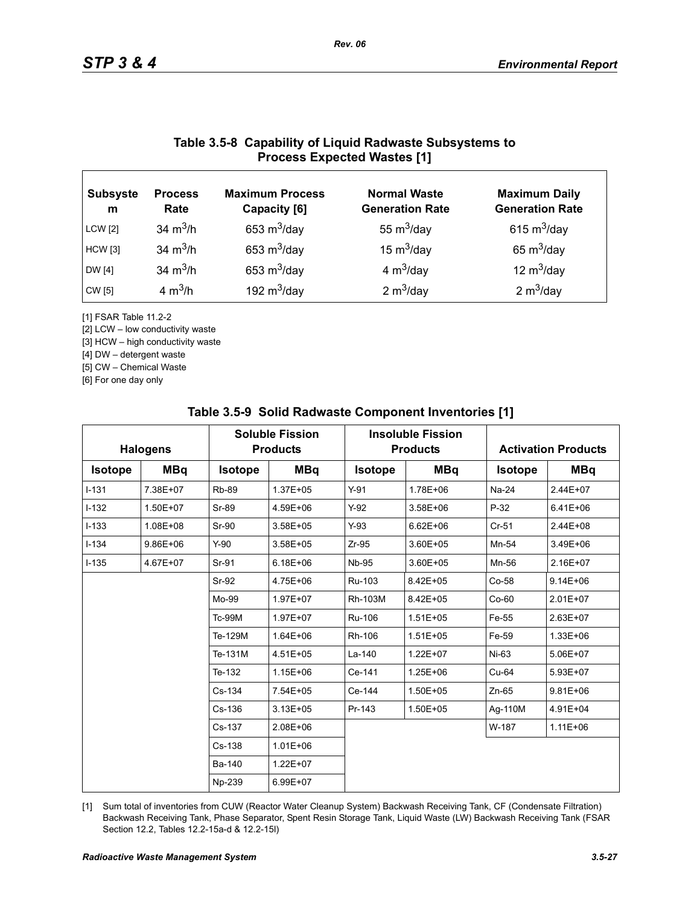## Table 3.5-8 Capability of Liquid Radwaste Subsystems to Process Expected Wastes [1]

| Subsystem | Process Rate | Maximum Process Capacity [6] | Normal Waste Generation Rate | Maximum Daily Generation Rate |
|---|---|---|---|---|
| LCW [2] | 34 $m^3$/h | 653 $m^3$/day | 55 $m^3$/day | 615 $m^3$/day |
| HCW [3] | 34 $m^3$/h | 653 $m^3$/day | 15 $m^3$/day | 65 $m^3$/day |
| DW [4] | 34 $m^3$/h | 653 $m^3$/day | 4 $m^3$/day | 12 $m^3$/day |
| CW [5] | 4 $m^3$/h | 192 $m^3$/day | 2 $m^3$/day | 2 $m^3$/day |

[1] FSAR Table 11.2-2

[2] LCW – low conductivity waste

[3] HCW – high conductivity waste

[4] DW – detergent waste

[5] CW – Chemical Waste

[6] For one day only

## Table 3.5-9 Solid Radwaste Component Inventories [1]

| Halogens | | Soluble Fission Products | | Insoluble Fission Products | | Activation Products | |
|---|---|---|---|---|---|---|---|
| Isotope | MBq | Isotope | MBq | Isotope | MBq | Isotope | MBq |
| I-131 | 7.38E+07 | Rb-89 | 1.37E+05 | Y-91 | 1.78E+06 | Na-24 | 2.44E+07 |
| I-132 | 1.50E+07 | Sr-89 | 4.59E+06 | Y-92 | 3.58E+06 | P-32 | 6.41E+06 |
| I-133 | 1.08E+08 | Sr-90 | 3.58E+05 | Y-93 | 6.62E+06 | Cr-51 | 2.44E+08 |
| I-134 | 9.86E+06 | Y-90 | 3.58E+05 | Zr-95 | 3.60E+05 | Mn-54 | 3.49E+06 |
| I-135 | 4.67E+07 | Sr-91 | 6.18E+06 | Nb-95 | 3.60E+05 | Mn-56 | 2.16E+07 |
| | | Sr-92 | 4.75E+06 | Ru-103 | 8.42E+05 | Co-58 | 9.14E+06 |
| | | Mo-99 | 1.97E+07 | Rh-103M | 8.42E+05 | Co-60 | 2.01E+07 |
| | | Tc-99M | 1.97E+07 | Ru-106 | 1.51E+05 | Fe-55 | 2.63E+07 |
| | | Te-129M | 1.64E+06 | Rh-106 | 1.51E+05 | Fe-59 | 1.33E+06 |
| | | Te-131M | 4.51E+05 | La-140 | 1.22E+07 | Ni-63 | 5.06E+07 |
| | | Te-132 | 1.15E+06 | Ce-141 | 1.25E+06 | Cu-64 | 5.93E+07 |
| | | Cs-134 | 7.54E+05 | Ce-144 | 1.50E+05 | Zn-65 | 9.81E+06 |
| | | Cs-136 | 3.13E+05 | Pr-143 | 1.50E+05 | Ag-110M | 4.91E+04 |
| | | Cs-137 | 2.08E+06 | | | W-187 | 1.11E+06 |
| | | Cs-138 | 1.01E+06 | | | | |
| | | Ba-140 | 1.22E+07 | | | | |
| | | Np-239 | 6.99E+07 | | | | |

[1] Sum total of inventories from CUW (Reactor Water Cleanup System) Backwash Receiving Tank, CF (Condensate Filtration) Backwash Receiving Tank, Phase Separator, Spent Resin Storage Tank, Liquid Waste (LW) Backwash Receiving Tank (FSAR Section 12.2, Tables 12.2-15a-d & 12.2-15l)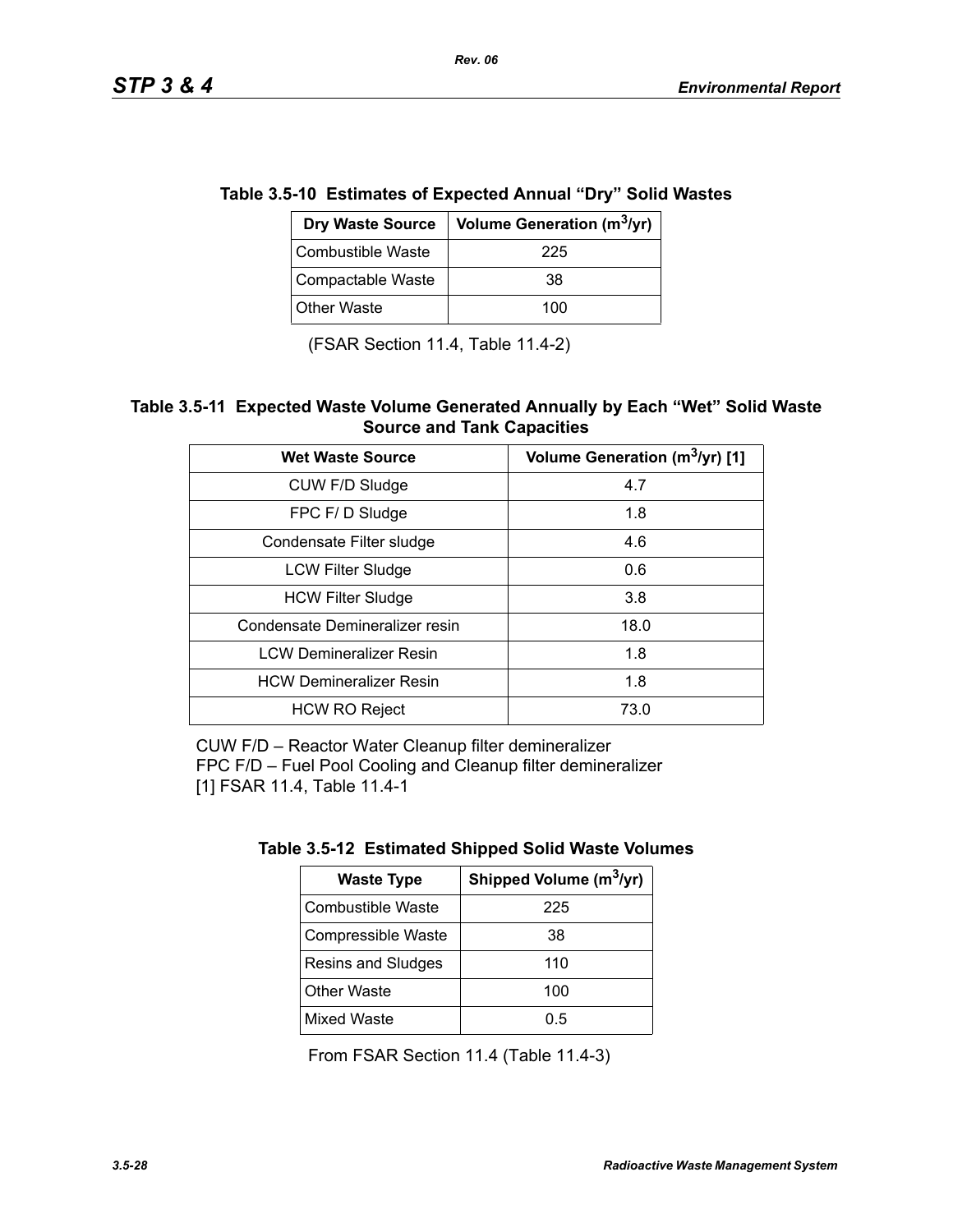**Table 3.5-10 Estimates of Expected Annual “Dry” Solid Wastes**

| Dry Waste Source | Volume Generation ($m^3$/yr) |
|---|---|
| Combustible Waste | 225 |
| Compactable Waste | 38 |
| Other Waste | 100 |

(FSAR Section 11.4, Table 11.4-2)

**Table 3.5-11 Expected Waste Volume Generated Annually by Each “Wet” Solid Waste Source and Tank Capacities**

| Wet Waste Source | Volume Generation ($m^3$/yr) [1] |
|---|---|
| CUW F/D Sludge | 4.7 |
| FPC F/ D Sludge | 1.8 |
| Condensate Filter sludge | 4.6 |
| LCW Filter Sludge | 0.6 |
| HCW Filter Sludge | 3.8 |
| Condensate Demineralizer resin | 18.0 |
| LCW Demineralizer Resin | 1.8 |
| HCW Demineralizer Resin | 1.8 |
| HCW RO Reject | 73.0 |

CUW F/D – Reactor Water Cleanup filter demineralizer
FPC F/D – Fuel Pool Cooling and Cleanup filter demineralizer
[1] FSAR 11.4, Table 11.4-1

**Table 3.5-12 Estimated Shipped Solid Waste Volumes**

| Waste Type | Shipped Volume ($m^3$/yr) |
|---|---|
| Combustible Waste | 225 |
| Compressible Waste | 38 |
| Resins and Sludges | 110 |
| Other Waste | 100 |
| Mixed Waste | 0.5 |

From FSAR Section 11.4 (Table 11.4-3)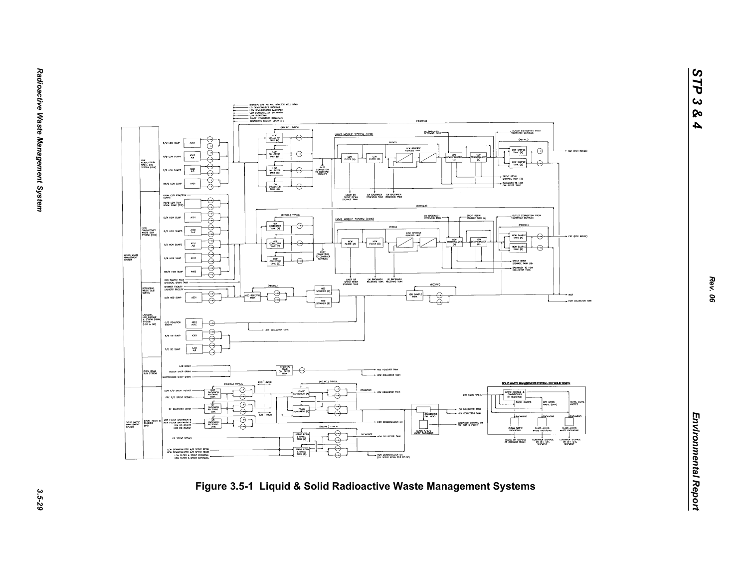Figure 3.5-1 Liquid & Solid Radioactive Waste Management Systems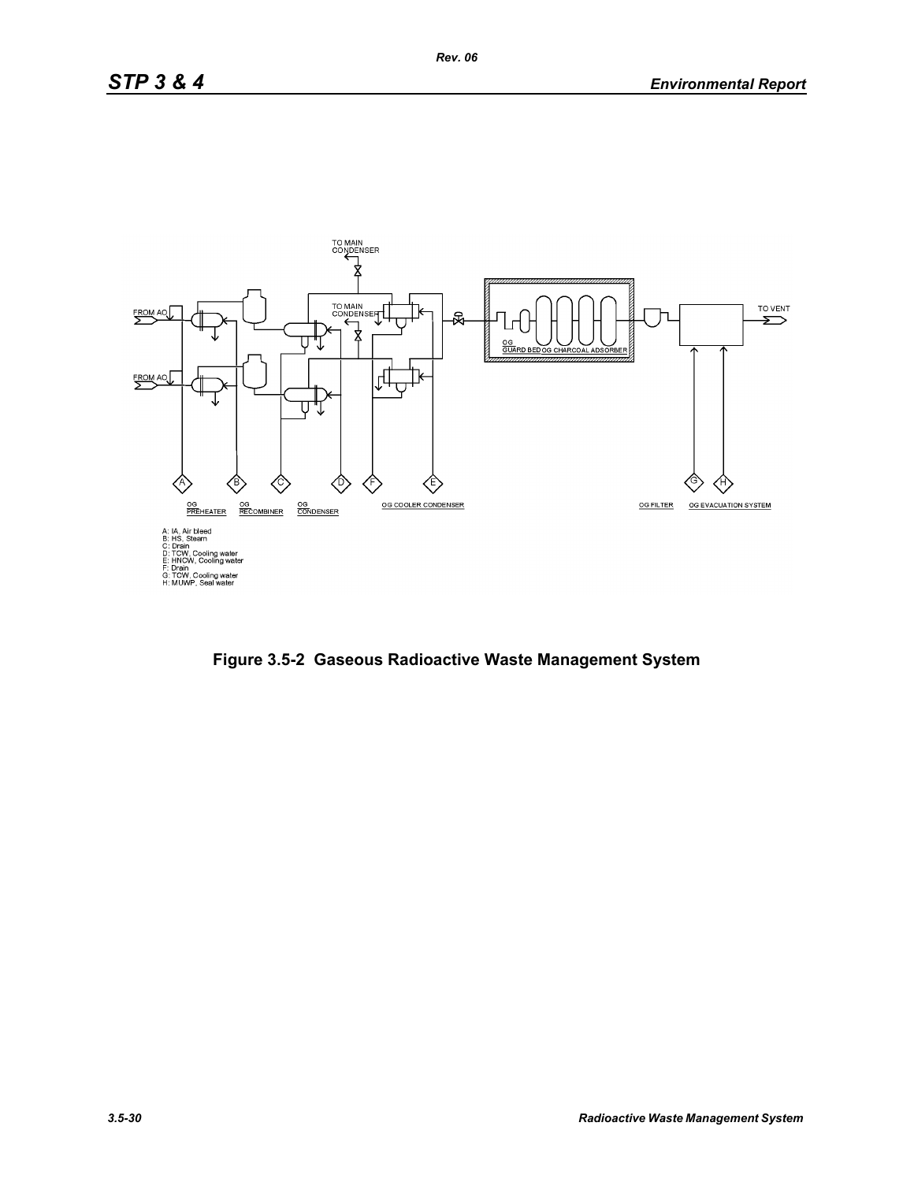TO MAIN CONDENSER

TO MAIN CONDENSER

FROM AO

FROM AO

OG GUARD BED

OG CHARCOAL ADSORBER

TO VENT

A B C D F E G H

OG PREHEATER

OG RECOMBINER

OG CONDENSER

OG COOLER CONDENSER

OG FILTER

OG EVACUATION SYSTEM

A: IA, Air bleed
B: HS, Steam
C: Drain
D: TCW, Cooling water
E: HNCW, Cooling water
F: Drain
G: TCW, Cooling water
H: MUWP, Seal water

**Figure 3.5-2 Gaseous Radioactive Waste Management System**